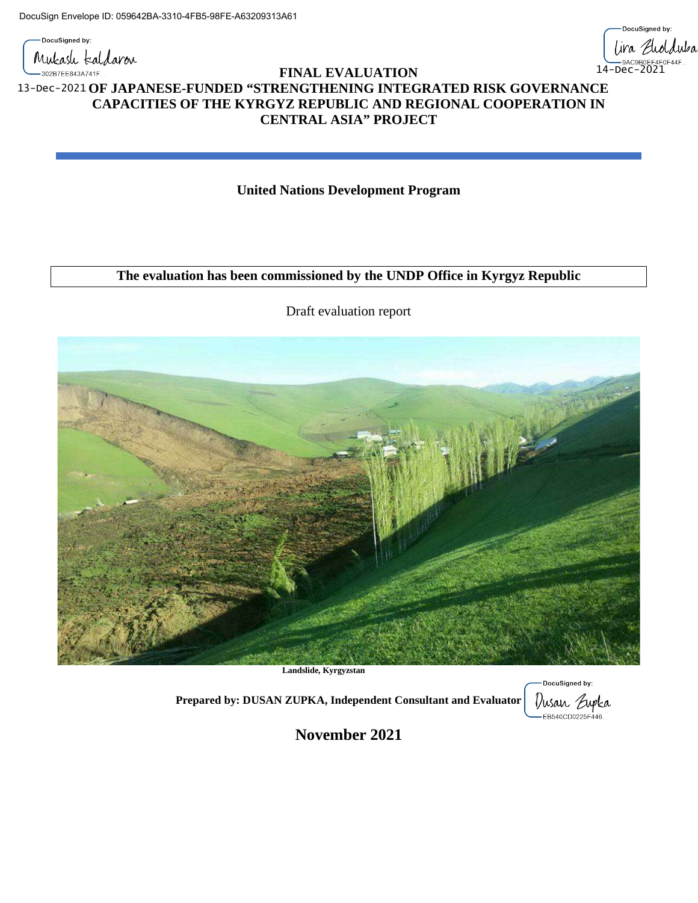DocuSign Envelope ID: 059642BA-3310-4FB5-98FE-A63209313A61

DocuSigned by: Mukash Kaldarov 302B7EE843A741F... 13-Dec-2021

DocuSigned by: Lira Zholdubaeva 9AC9B0EF4F0F44F... 14-Dec-2021

# FINAL EVALUATION OF JAPANESE-FUNDED "STRENGTHENING INTEGRATED RISK GOVERNANCE CAPACITIES OF THE KYRGYZ REPUBLIC AND REGIONAL COOPERATION IN CENTRAL ASIA" PROJECT

**United Nations Development Program**

**The evaluation has been commissioned by the UNDP Office in Kyrgyz Republic**

Draft evaluation report

**Landslide, Kyrgyzstan**

**Prepared by: DUSAN ZUPKA, Independent Consultant and Evaluator**

DocuSigned by: Dusan Zupka EB540CD0225F446...

**November 2021**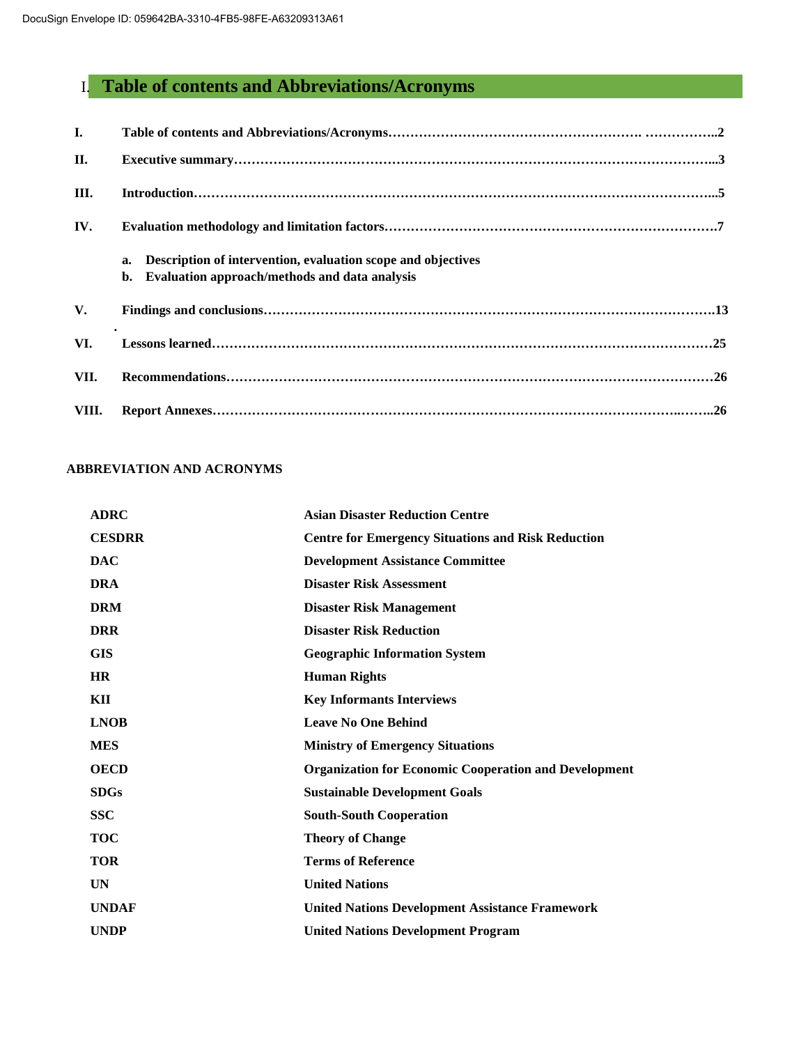# I. Table of contents and Abbreviations/Acronyms

| | | |
|---|---|---|
| **I.** | **Table of contents and Abbreviations/Acronyms** | **2** |
| **II.** | **Executive summary** | **3** |
| **III.** | **Introduction** | **5** |
| **IV.** | **Evaluation methodology and limitation factors** | **7** |
| | **a. Description of intervention, evaluation scope and objectives** | |
| | **b. Evaluation approach/methods and data analysis** | |
| **V.** | **Findings and conclusions** | **13** |
| **VI.** | **Lessons learned** | **25** |
| **VII.** | **Recommendations** | **26** |
| **VIII.** | **Report Annexes** | **26** |

**ABBREVIATION AND ACRONYMS**

| | |
|---|---|
| **ADRC** | **Asian Disaster Reduction Centre** |
| **CESDRR** | **Centre for Emergency Situations and Risk Reduction** |
| **DAC** | **Development Assistance Committee** |
| **DRA** | **Disaster Risk Assessment** |
| **DRM** | **Disaster Risk Management** |
| **DRR** | **Disaster Risk Reduction** |
| **GIS** | **Geographic Information System** |
| **HR** | **Human Rights** |
| **KII** | **Key Informants Interviews** |
| **LNOB** | **Leave No One Behind** |
| **MES** | **Ministry of Emergency Situations** |
| **OECD** | **Organization for Economic Cooperation and Development** |
| **SDGs** | **Sustainable Development Goals** |
| **SSC** | **South-South Cooperation** |
| **TOC** | **Theory of Change** |
| **TOR** | **Terms of Reference** |
| **UN** | **United Nations** |
| **UNDAF** | **United Nations Development Assistance Framework** |
| **UNDP** | **United Nations Development Program** |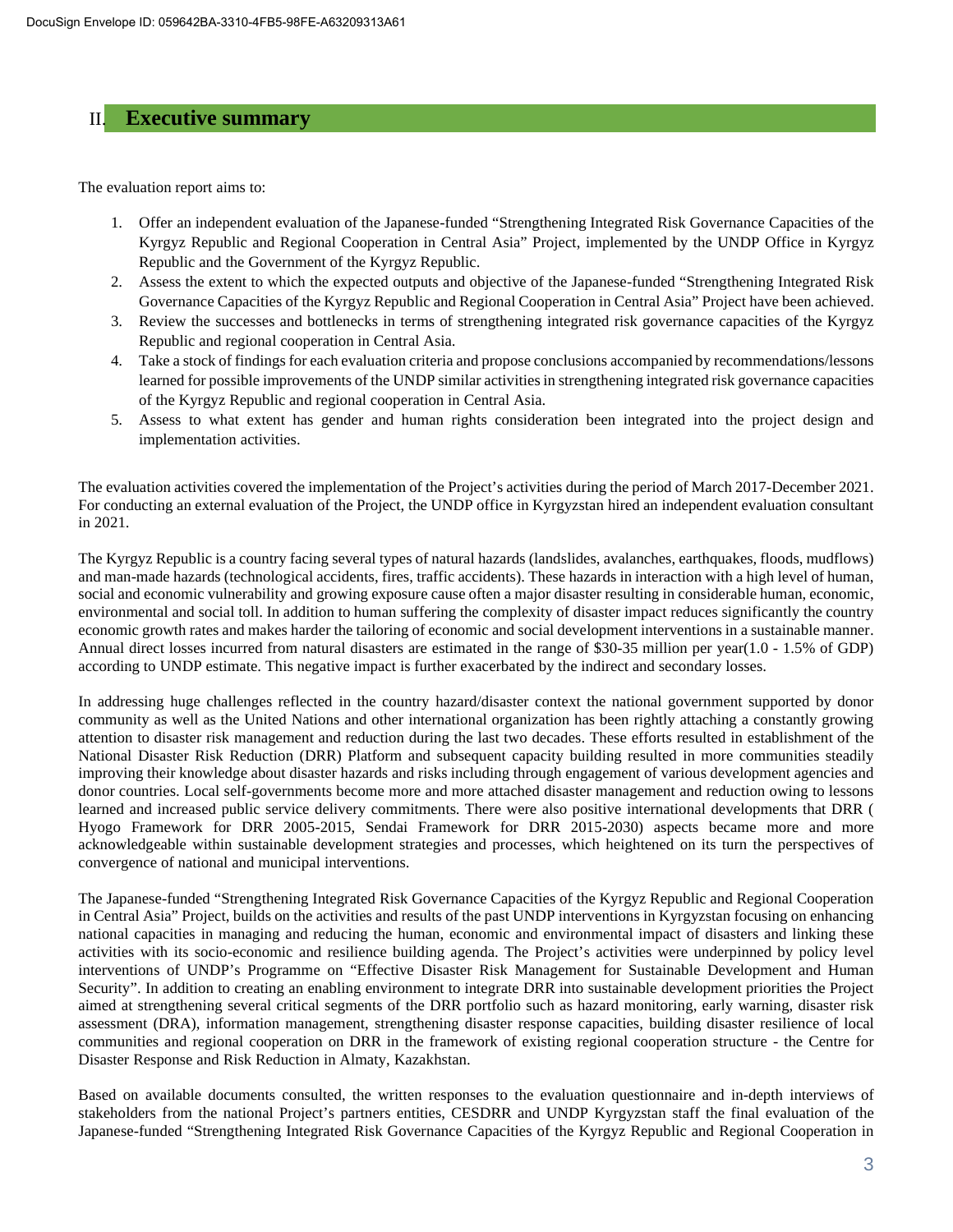## II. Executive summary

The evaluation report aims to:

1. Offer an independent evaluation of the Japanese-funded "Strengthening Integrated Risk Governance Capacities of the Kyrgyz Republic and Regional Cooperation in Central Asia" Project, implemented by the UNDP Office in Kyrgyz Republic and the Government of the Kyrgyz Republic.
2. Assess the extent to which the expected outputs and objective of the Japanese-funded "Strengthening Integrated Risk Governance Capacities of the Kyrgyz Republic and Regional Cooperation in Central Asia" Project have been achieved.
3. Review the successes and bottlenecks in terms of strengthening integrated risk governance capacities of the Kyrgyz Republic and regional cooperation in Central Asia.
4. Take a stock of findings for each evaluation criteria and propose conclusions accompanied by recommendations/lessons learned for possible improvements of the UNDP similar activities in strengthening integrated risk governance capacities of the Kyrgyz Republic and regional cooperation in Central Asia.
5. Assess to what extent has gender and human rights consideration been integrated into the project design and implementation activities.

The evaluation activities covered the implementation of the Project's activities during the period of March 2017-December 2021. For conducting an external evaluation of the Project, the UNDP office in Kyrgyzstan hired an independent evaluation consultant in 2021.

The Kyrgyz Republic is a country facing several types of natural hazards (landslides, avalanches, earthquakes, floods, mudflows) and man-made hazards (technological accidents, fires, traffic accidents). These hazards in interaction with a high level of human, social and economic vulnerability and growing exposure cause often a major disaster resulting in considerable human, economic, environmental and social toll. In addition to human suffering the complexity of disaster impact reduces significantly the country economic growth rates and makes harder the tailoring of economic and social development interventions in a sustainable manner. Annual direct losses incurred from natural disasters are estimated in the range of $30-35 million per year(1.0 - 1.5% of GDP) according to UNDP estimate. This negative impact is further exacerbated by the indirect and secondary losses.

In addressing huge challenges reflected in the country hazard/disaster context the national government supported by donor community as well as the United Nations and other international organization has been rightly attaching a constantly growing attention to disaster risk management and reduction during the last two decades. These efforts resulted in establishment of the National Disaster Risk Reduction (DRR) Platform and subsequent capacity building resulted in more communities steadily improving their knowledge about disaster hazards and risks including through engagement of various development agencies and donor countries. Local self-governments become more and more attached disaster management and reduction owing to lessons learned and increased public service delivery commitments. There were also positive international developments that DRR ( Hyogo Framework for DRR 2005-2015, Sendai Framework for DRR 2015-2030) aspects became more and more acknowledgeable within sustainable development strategies and processes, which heightened on its turn the perspectives of convergence of national and municipal interventions.

The Japanese-funded "Strengthening Integrated Risk Governance Capacities of the Kyrgyz Republic and Regional Cooperation in Central Asia" Project, builds on the activities and results of the past UNDP interventions in Kyrgyzstan focusing on enhancing national capacities in managing and reducing the human, economic and environmental impact of disasters and linking these activities with its socio-economic and resilience building agenda. The Project's activities were underpinned by policy level interventions of UNDP's Programme on "Effective Disaster Risk Management for Sustainable Development and Human Security". In addition to creating an enabling environment to integrate DRR into sustainable development priorities the Project aimed at strengthening several critical segments of the DRR portfolio such as hazard monitoring, early warning, disaster risk assessment (DRA), information management, strengthening disaster response capacities, building disaster resilience of local communities and regional cooperation on DRR in the framework of existing regional cooperation structure - the Centre for Disaster Response and Risk Reduction in Almaty, Kazakhstan.

Based on available documents consulted, the written responses to the evaluation questionnaire and in-depth interviews of stakeholders from the national Project's partners entities, CESDRR and UNDP Kyrgyzstan staff the final evaluation of the Japanese-funded "Strengthening Integrated Risk Governance Capacities of the Kyrgyz Republic and Regional Cooperation in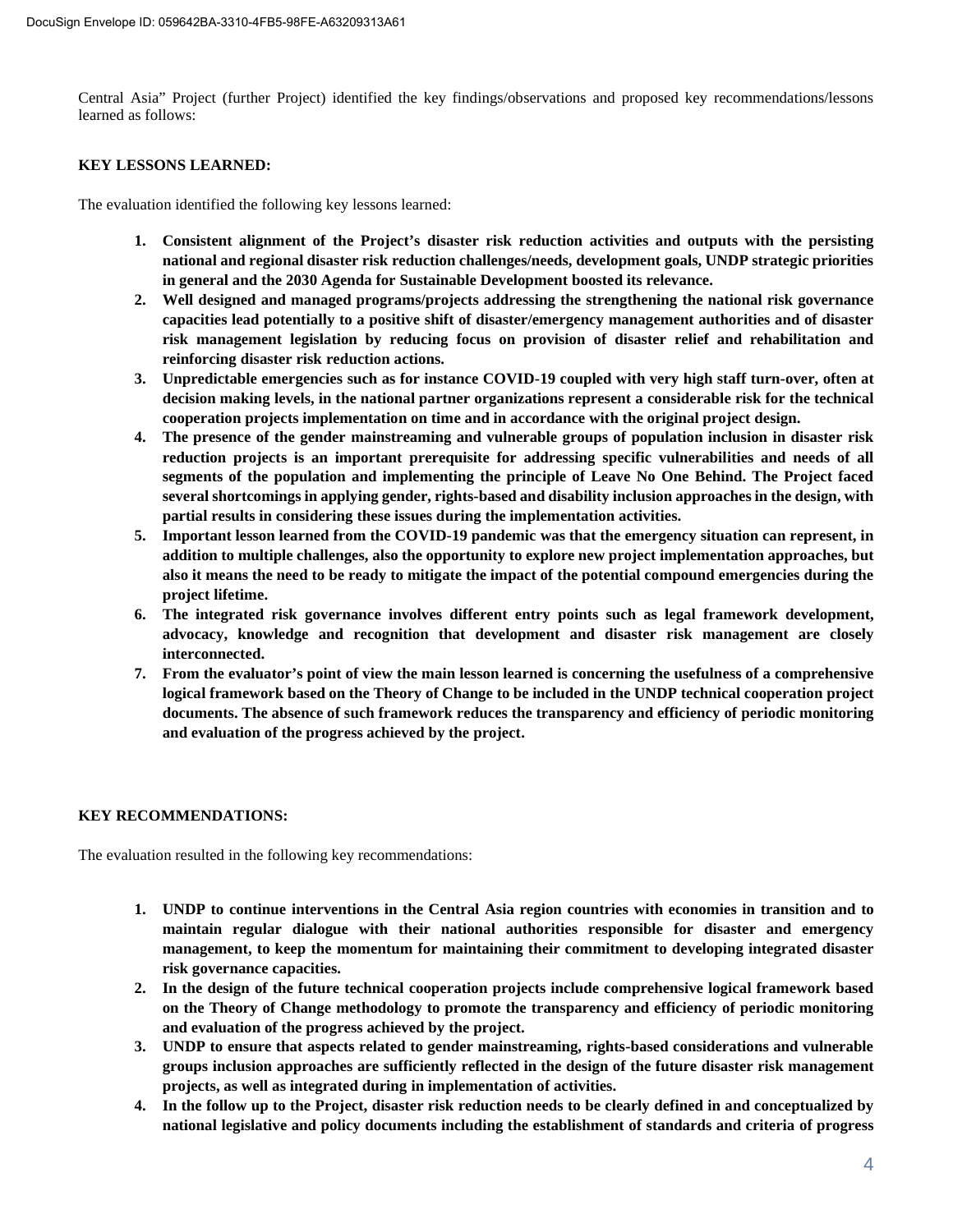Central Asia" Project (further Project) identified the key findings/observations and proposed key recommendations/lessons learned as follows:

**KEY LESSONS LEARNED:**

The evaluation identified the following key lessons learned:

1. **Consistent alignment of the Project's disaster risk reduction activities and outputs with the persisting national and regional disaster risk reduction challenges/needs, development goals, UNDP strategic priorities in general and the 2030 Agenda for Sustainable Development boosted its relevance.**
2. **Well designed and managed programs/projects addressing the strengthening the national risk governance capacities lead potentially to a positive shift of disaster/emergency management authorities and of disaster risk management legislation by reducing focus on provision of disaster relief and rehabilitation and reinforcing disaster risk reduction actions.**
3. **Unpredictable emergencies such as for instance COVID-19 coupled with very high staff turn-over, often at decision making levels, in the national partner organizations represent a considerable risk for the technical cooperation projects implementation on time and in accordance with the original project design.**
4. **The presence of the gender mainstreaming and vulnerable groups of population inclusion in disaster risk reduction projects is an important prerequisite for addressing specific vulnerabilities and needs of all segments of the population and implementing the principle of Leave No One Behind. The Project faced several shortcomings in applying gender, rights-based and disability inclusion approaches in the design, with partial results in considering these issues during the implementation activities.**
5. **Important lesson learned from the COVID-19 pandemic was that the emergency situation can represent, in addition to multiple challenges, also the opportunity to explore new project implementation approaches, but also it means the need to be ready to mitigate the impact of the potential compound emergencies during the project lifetime.**
6. **The integrated risk governance involves different entry points such as legal framework development, advocacy, knowledge and recognition that development and disaster risk management are closely interconnected.**
7. **From the evaluator's point of view the main lesson learned is concerning the usefulness of a comprehensive logical framework based on the Theory of Change to be included in the UNDP technical cooperation project documents. The absence of such framework reduces the transparency and efficiency of periodic monitoring and evaluation of the progress achieved by the project.**

**KEY RECOMMENDATIONS:**

The evaluation resulted in the following key recommendations:

1. **UNDP to continue interventions in the Central Asia region countries with economies in transition and to maintain regular dialogue with their national authorities responsible for disaster and emergency management, to keep the momentum for maintaining their commitment to developing integrated disaster risk governance capacities.**
2. **In the design of the future technical cooperation projects include comprehensive logical framework based on the Theory of Change methodology to promote the transparency and efficiency of periodic monitoring and evaluation of the progress achieved by the project.**
3. **UNDP to ensure that aspects related to gender mainstreaming, rights-based considerations and vulnerable groups inclusion approaches are sufficiently reflected in the design of the future disaster risk management projects, as well as integrated during in implementation of activities.**
4. **In the follow up to the Project, disaster risk reduction needs to be clearly defined in and conceptualized by national legislative and policy documents including the establishment of standards and criteria of progress**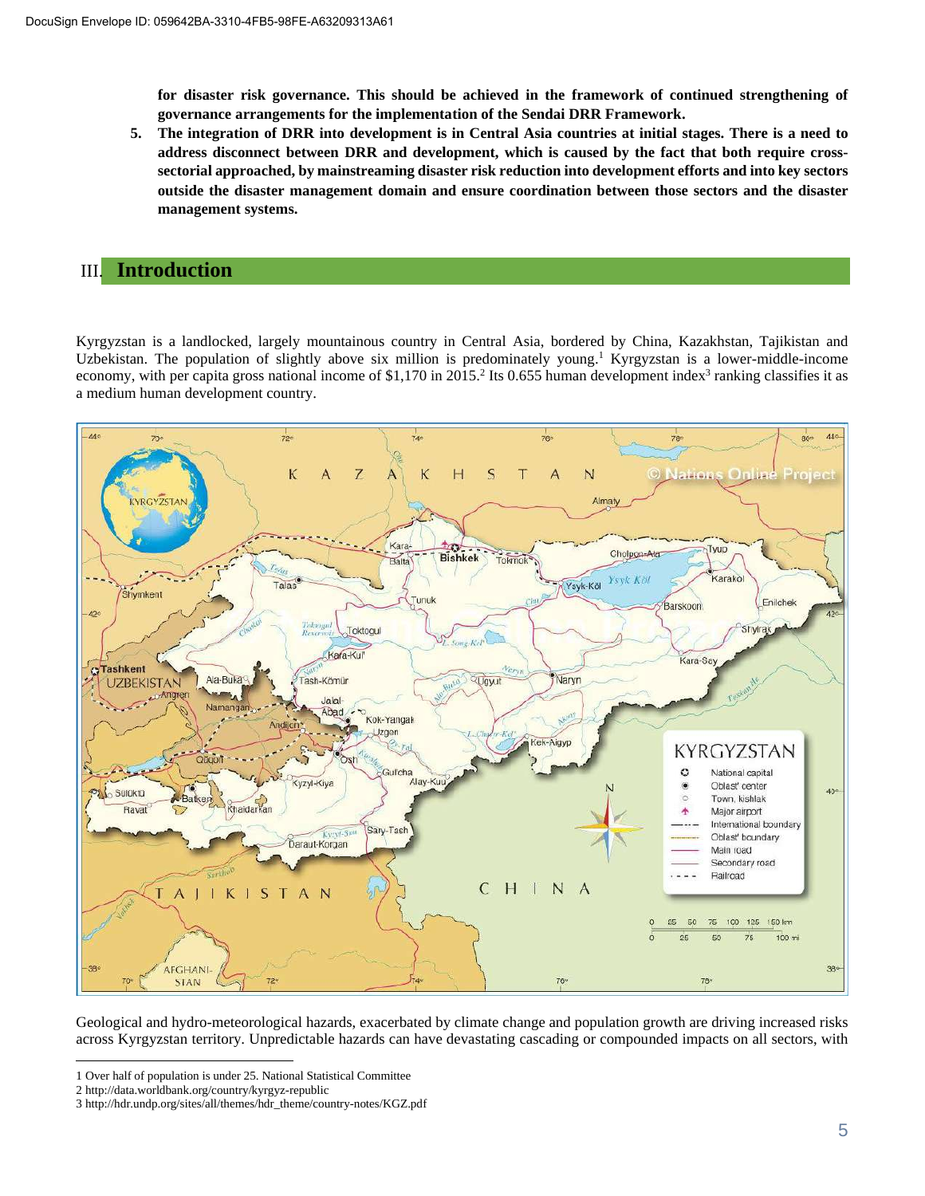**for disaster risk governance. This should be achieved in the framework of continued strengthening of governance arrangements for the implementation of the Sendai DRR Framework.**

5. **The integration of DRR into development is in Central Asia countries at initial stages. There is a need to address disconnect between DRR and development, which is caused by the fact that both require cross-sectorial approached, by mainstreaming disaster risk reduction into development efforts and into key sectors outside the disaster management domain and ensure coordination between those sectors and the disaster management systems.**

# III. Introduction

Kyrgyzstan is a landlocked, largely mountainous country in Central Asia, bordered by China, Kazakhstan, Tajikistan and Uzbekistan. The population of slightly above six million is predominately young.[1] Kyrgyzstan is a lower-middle-income economy, with per capita gross national income of $1,170 in 2015.[2] Its 0.655 human development index[3] ranking classifies it as a medium human development country.

Geological and hydro-meteorological hazards, exacerbated by climate change and population growth are driving increased risks across Kyrgyzstan territory. Unpredictable hazards can have devastating cascading or compounded impacts on all sectors, with

1 Over half of population is under 25. National Statistical Committee

2 http://data.worldbank.org/country/kyrgyz-republic

3 http://hdr.undp.org/sites/all/themes/hdr_theme/country-notes/KGZ.pdf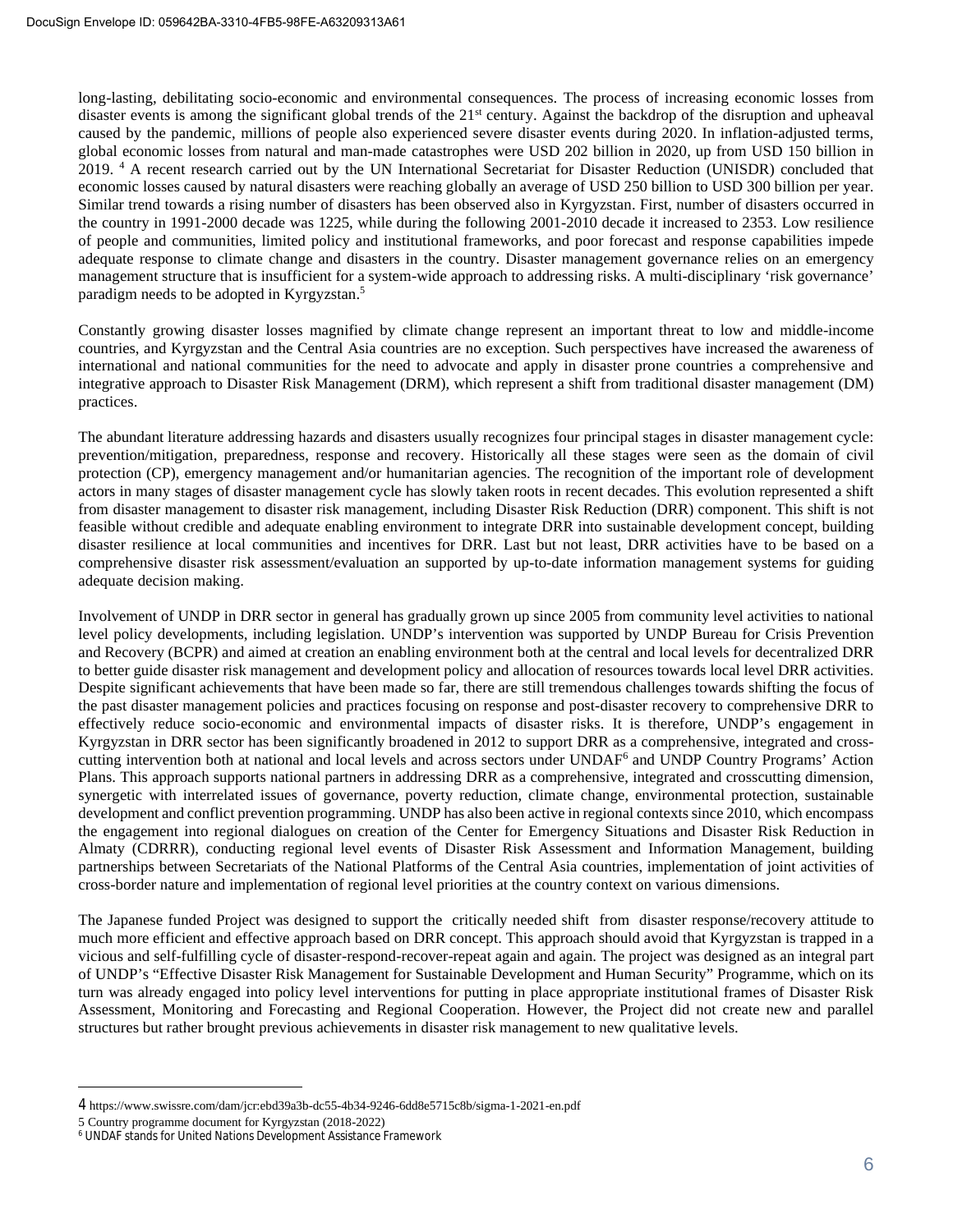long-lasting, debilitating socio-economic and environmental consequences. The process of increasing economic losses from disaster events is among the significant global trends of the 21st century. Against the backdrop of the disruption and upheaval caused by the pandemic, millions of people also experienced severe disaster events during 2020. In inflation-adjusted terms, global economic losses from natural and man-made catastrophes were USD 202 billion in 2020, up from USD 150 billion in 2019. [4] A recent research carried out by the UN International Secretariat for Disaster Reduction (UNISDR) concluded that economic losses caused by natural disasters were reaching globally an average of USD 250 billion to USD 300 billion per year. Similar trend towards a rising number of disasters has been observed also in Kyrgyzstan. First, number of disasters occurred in the country in 1991-2000 decade was 1225, while during the following 2001-2010 decade it increased to 2353. Low resilience of people and communities, limited policy and institutional frameworks, and poor forecast and response capabilities impede adequate response to climate change and disasters in the country. Disaster management governance relies on an emergency management structure that is insufficient for a system-wide approach to addressing risks. A multi-disciplinary 'risk governance' paradigm needs to be adopted in Kyrgyzstan.[5]

Constantly growing disaster losses magnified by climate change represent an important threat to low and middle-income countries, and Kyrgyzstan and the Central Asia countries are no exception. Such perspectives have increased the awareness of international and national communities for the need to advocate and apply in disaster prone countries a comprehensive and integrative approach to Disaster Risk Management (DRM), which represent a shift from traditional disaster management (DM) practices.

The abundant literature addressing hazards and disasters usually recognizes four principal stages in disaster management cycle: prevention/mitigation, preparedness, response and recovery. Historically all these stages were seen as the domain of civil protection (CP), emergency management and/or humanitarian agencies. The recognition of the important role of development actors in many stages of disaster management cycle has slowly taken roots in recent decades. This evolution represented a shift from disaster management to disaster risk management, including Disaster Risk Reduction (DRR) component. This shift is not feasible without credible and adequate enabling environment to integrate DRR into sustainable development concept, building disaster resilience at local communities and incentives for DRR. Last but not least, DRR activities have to be based on a comprehensive disaster risk assessment/evaluation an supported by up-to-date information management systems for guiding adequate decision making.

Involvement of UNDP in DRR sector in general has gradually grown up since 2005 from community level activities to national level policy developments, including legislation. UNDP's intervention was supported by UNDP Bureau for Crisis Prevention and Recovery (BCPR) and aimed at creation an enabling environment both at the central and local levels for decentralized DRR to better guide disaster risk management and development policy and allocation of resources towards local level DRR activities. Despite significant achievements that have been made so far, there are still tremendous challenges towards shifting the focus of the past disaster management policies and practices focusing on response and post-disaster recovery to comprehensive DRR to effectively reduce socio-economic and environmental impacts of disaster risks. It is therefore, UNDP's engagement in Kyrgyzstan in DRR sector has been significantly broadened in 2012 to support DRR as a comprehensive, integrated and cross-cutting intervention both at national and local levels and across sectors under UNDAF[6] and UNDP Country Programs' Action Plans. This approach supports national partners in addressing DRR as a comprehensive, integrated and crosscutting dimension, synergetic with interrelated issues of governance, poverty reduction, climate change, environmental protection, sustainable development and conflict prevention programming. UNDP has also been active in regional contexts since 2010, which encompass the engagement into regional dialogues on creation of the Center for Emergency Situations and Disaster Risk Reduction in Almaty (CDRRR), conducting regional level events of Disaster Risk Assessment and Information Management, building partnerships between Secretariats of the National Platforms of the Central Asia countries, implementation of joint activities of cross-border nature and implementation of regional level priorities at the country context on various dimensions.

The Japanese funded Project was designed to support the critically needed shift from disaster response/recovery attitude to much more efficient and effective approach based on DRR concept. This approach should avoid that Kyrgyzstan is trapped in a vicious and self-fulfilling cycle of disaster-respond-recover-repeat again and again. The project was designed as an integral part of UNDP's "Effective Disaster Risk Management for Sustainable Development and Human Security" Programme, which on its turn was already engaged into policy level interventions for putting in place appropriate institutional frames of Disaster Risk Assessment, Monitoring and Forecasting and Regional Cooperation. However, the Project did not create new and parallel structures but rather brought previous achievements in disaster risk management to new qualitative levels.

---

4 https://www.swissre.com/dam/jcr:ebd39a3b-dc55-4b34-9246-6dd8e5715c8b/sigma-1-2021-en.pdf

5 Country programme document for Kyrgyzstan (2018-2022)

6 UNDAF stands for United Nations Development Assistance Framework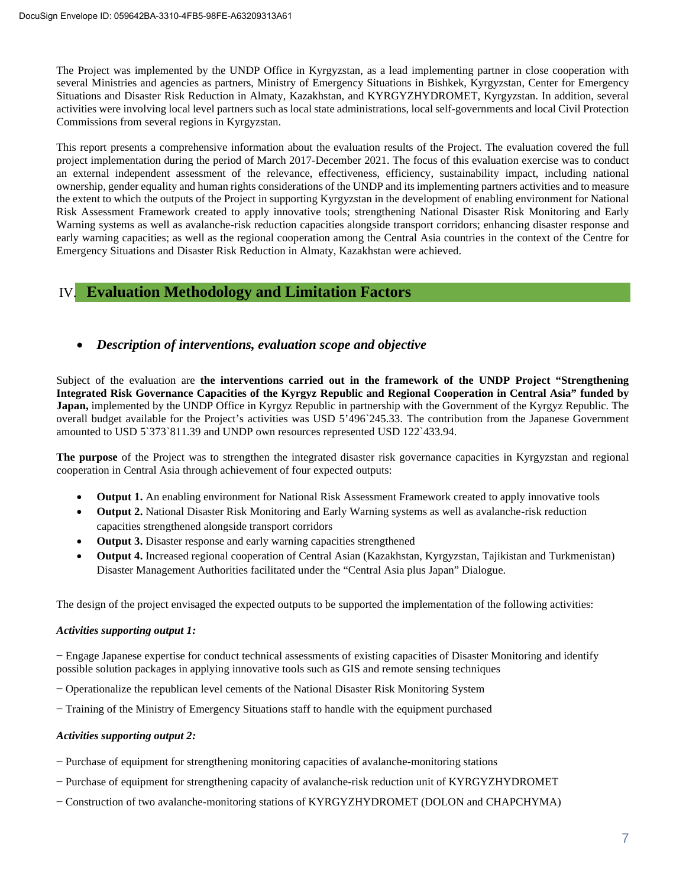The Project was implemented by the UNDP Office in Kyrgyzstan, as a lead implementing partner in close cooperation with several Ministries and agencies as partners, Ministry of Emergency Situations in Bishkek, Kyrgyzstan, Center for Emergency Situations and Disaster Risk Reduction in Almaty, Kazakhstan, and KYRGYZHYDROMET, Kyrgyzstan. In addition, several activities were involving local level partners such as local state administrations, local self-governments and local Civil Protection Commissions from several regions in Kyrgyzstan.

This report presents a comprehensive information about the evaluation results of the Project. The evaluation covered the full project implementation during the period of March 2017-December 2021. The focus of this evaluation exercise was to conduct an external independent assessment of the relevance, effectiveness, efficiency, sustainability impact, including national ownership, gender equality and human rights considerations of the UNDP and its implementing partners activities and to measure the extent to which the outputs of the Project in supporting Kyrgyzstan in the development of enabling environment for National Risk Assessment Framework created to apply innovative tools; strengthening National Disaster Risk Monitoring and Early Warning systems as well as avalanche-risk reduction capacities alongside transport corridors; enhancing disaster response and early warning capacities; as well as the regional cooperation among the Central Asia countries in the context of the Centre for Emergency Situations and Disaster Risk Reduction in Almaty, Kazakhstan were achieved.

# IV. Evaluation Methodology and Limitation Factors

- ***Description of interventions, evaluation scope and objective***

Subject of the evaluation are **the interventions carried out in the framework of the UNDP Project "Strengthening Integrated Risk Governance Capacities of the Kyrgyz Republic and Regional Cooperation in Central Asia" funded by Japan,** implemented by the UNDP Office in Kyrgyz Republic in partnership with the Government of the Kyrgyz Republic. The overall budget available for the Project's activities was USD 5'496`245.33. The contribution from the Japanese Government amounted to USD 5`373`811.39 and UNDP own resources represented USD 122`433.94.

**The purpose** of the Project was to strengthen the integrated disaster risk governance capacities in Kyrgyzstan and regional cooperation in Central Asia through achievement of four expected outputs:

- **Output 1.** An enabling environment for National Risk Assessment Framework created to apply innovative tools
- **Output 2.** National Disaster Risk Monitoring and Early Warning systems as well as avalanche-risk reduction capacities strengthened alongside transport corridors
- **Output 3.** Disaster response and early warning capacities strengthened
- **Output 4.** Increased regional cooperation of Central Asian (Kazakhstan, Kyrgyzstan, Tajikistan and Turkmenistan) Disaster Management Authorities facilitated under the "Central Asia plus Japan" Dialogue.

The design of the project envisaged the expected outputs to be supported the implementation of the following activities:

***Activities supporting output 1:***

− Engage Japanese expertise for conduct technical assessments of existing capacities of Disaster Monitoring and identify possible solution packages in applying innovative tools such as GIS and remote sensing techniques

− Operationalize the republican level cements of the National Disaster Risk Monitoring System

− Training of the Ministry of Emergency Situations staff to handle with the equipment purchased

***Activities supporting output 2:***

− Purchase of equipment for strengthening monitoring capacities of avalanche-monitoring stations

− Purchase of equipment for strengthening capacity of avalanche-risk reduction unit of KYRGYZHYDROMET

− Construction of two avalanche-monitoring stations of KYRGYZHYDROMET (DOLON and CHAPCHYMA)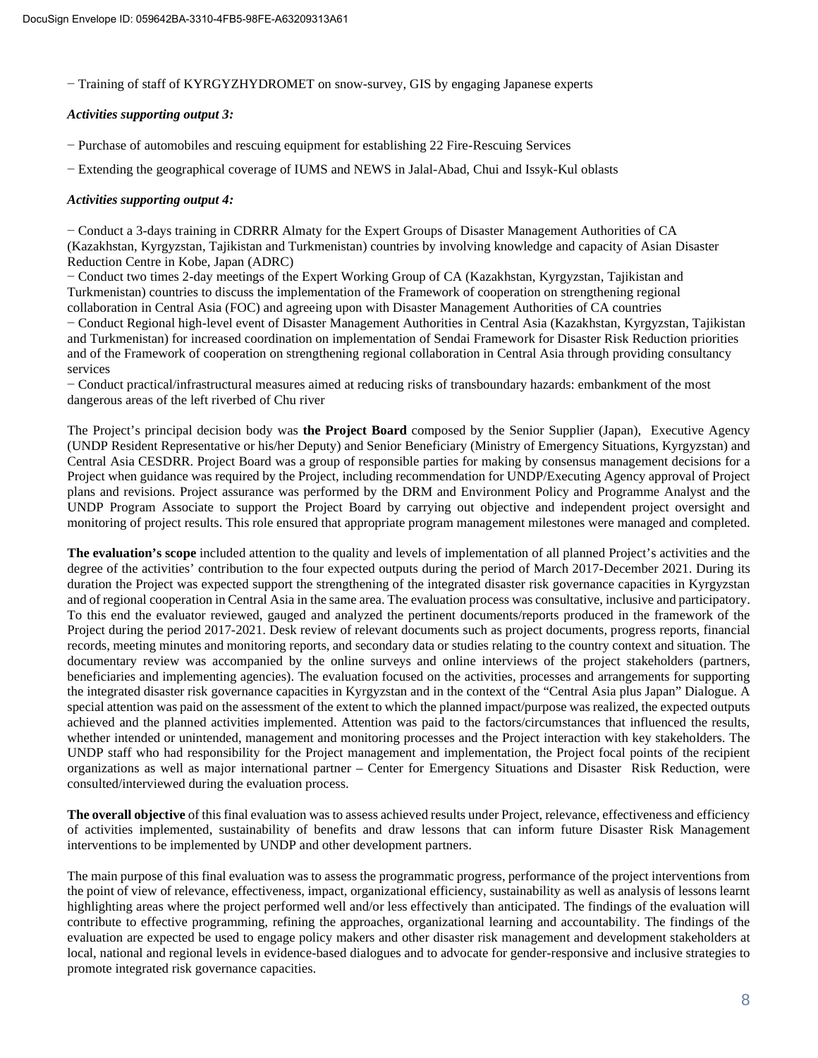− Training of staff of KYRGYZHYDROMET on snow-survey, GIS by engaging Japanese experts

***Activities supporting output 3:***

− Purchase of automobiles and rescuing equipment for establishing 22 Fire-Rescuing Services

− Extending the geographical coverage of IUMS and NEWS in Jalal-Abad, Chui and Issyk-Kul oblasts

***Activities supporting output 4:***

− Conduct a 3-days training in CDRRR Almaty for the Expert Groups of Disaster Management Authorities of CA (Kazakhstan, Kyrgyzstan, Tajikistan and Turkmenistan) countries by involving knowledge and capacity of Asian Disaster Reduction Centre in Kobe, Japan (ADRC)

− Conduct two times 2-day meetings of the Expert Working Group of CA (Kazakhstan, Kyrgyzstan, Tajikistan and Turkmenistan) countries to discuss the implementation of the Framework of cooperation on strengthening regional collaboration in Central Asia (FOC) and agreeing upon with Disaster Management Authorities of CA countries

− Conduct Regional high-level event of Disaster Management Authorities in Central Asia (Kazakhstan, Kyrgyzstan, Tajikistan and Turkmenistan) for increased coordination on implementation of Sendai Framework for Disaster Risk Reduction priorities and of the Framework of cooperation on strengthening regional collaboration in Central Asia through providing consultancy services

− Conduct practical/infrastructural measures aimed at reducing risks of transboundary hazards: embankment of the most dangerous areas of the left riverbed of Chu river

The Project's principal decision body was **the Project Board** composed by the Senior Supplier (Japan), Executive Agency (UNDP Resident Representative or his/her Deputy) and Senior Beneficiary (Ministry of Emergency Situations, Kyrgyzstan) and Central Asia CESDRR. Project Board was a group of responsible parties for making by consensus management decisions for a Project when guidance was required by the Project, including recommendation for UNDP/Executing Agency approval of Project plans and revisions. Project assurance was performed by the DRM and Environment Policy and Programme Analyst and the UNDP Program Associate to support the Project Board by carrying out objective and independent project oversight and monitoring of project results. This role ensured that appropriate program management milestones were managed and completed.

**The evaluation's scope** included attention to the quality and levels of implementation of all planned Project's activities and the degree of the activities' contribution to the four expected outputs during the period of March 2017-December 2021. During its duration the Project was expected support the strengthening of the integrated disaster risk governance capacities in Kyrgyzstan and of regional cooperation in Central Asia in the same area. The evaluation process was consultative, inclusive and participatory. To this end the evaluator reviewed, gauged and analyzed the pertinent documents/reports produced in the framework of the Project during the period 2017-2021. Desk review of relevant documents such as project documents, progress reports, financial records, meeting minutes and monitoring reports, and secondary data or studies relating to the country context and situation. The documentary review was accompanied by the online surveys and online interviews of the project stakeholders (partners, beneficiaries and implementing agencies). The evaluation focused on the activities, processes and arrangements for supporting the integrated disaster risk governance capacities in Kyrgyzstan and in the context of the "Central Asia plus Japan" Dialogue. A special attention was paid on the assessment of the extent to which the planned impact/purpose was realized, the expected outputs achieved and the planned activities implemented. Attention was paid to the factors/circumstances that influenced the results, whether intended or unintended, management and monitoring processes and the Project interaction with key stakeholders. The UNDP staff who had responsibility for the Project management and implementation, the Project focal points of the recipient organizations as well as major international partner – Center for Emergency Situations and Disaster Risk Reduction, were consulted/interviewed during the evaluation process.

**The overall objective** of this final evaluation was to assess achieved results under Project, relevance, effectiveness and efficiency of activities implemented, sustainability of benefits and draw lessons that can inform future Disaster Risk Management interventions to be implemented by UNDP and other development partners.

The main purpose of this final evaluation was to assess the programmatic progress, performance of the project interventions from the point of view of relevance, effectiveness, impact, organizational efficiency, sustainability as well as analysis of lessons learnt highlighting areas where the project performed well and/or less effectively than anticipated. The findings of the evaluation will contribute to effective programming, refining the approaches, organizational learning and accountability. The findings of the evaluation are expected be used to engage policy makers and other disaster risk management and development stakeholders at local, national and regional levels in evidence-based dialogues and to advocate for gender-responsive and inclusive strategies to promote integrated risk governance capacities.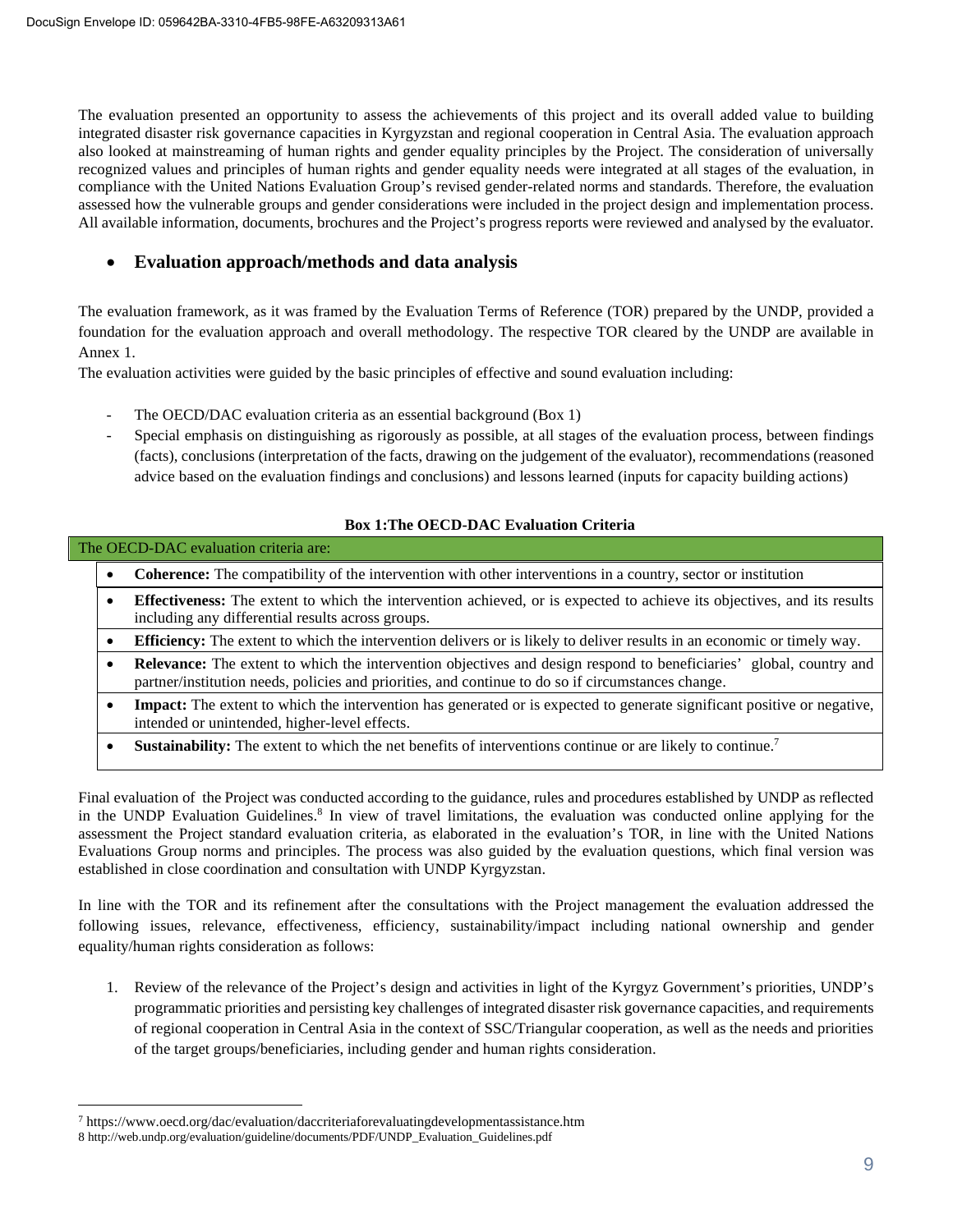The evaluation presented an opportunity to assess the achievements of this project and its overall added value to building integrated disaster risk governance capacities in Kyrgyzstan and regional cooperation in Central Asia. The evaluation approach also looked at mainstreaming of human rights and gender equality principles by the Project. The consideration of universally recognized values and principles of human rights and gender equality needs were integrated at all stages of the evaluation, in compliance with the United Nations Evaluation Group's revised gender-related norms and standards. Therefore, the evaluation assessed how the vulnerable groups and gender considerations were included in the project design and implementation process. All available information, documents, brochures and the Project's progress reports were reviewed and analysed by the evaluator.

- **Evaluation approach/methods and data analysis**

The evaluation framework, as it was framed by the Evaluation Terms of Reference (TOR) prepared by the UNDP, provided a foundation for the evaluation approach and overall methodology. The respective TOR cleared by the UNDP are available in Annex 1.

The evaluation activities were guided by the basic principles of effective and sound evaluation including:

- The OECD/DAC evaluation criteria as an essential background (Box 1)
- Special emphasis on distinguishing as rigorously as possible, at all stages of the evaluation process, between findings (facts), conclusions (interpretation of the facts, drawing on the judgement of the evaluator), recommendations (reasoned advice based on the evaluation findings and conclusions) and lessons learned (inputs for capacity building actions)

**Box 1:The OECD-DAC Evaluation Criteria**

| The OECD-DAC evaluation criteria are: |
|---|
| • **Coherence:** The compatibility of the intervention with other interventions in a country, sector or institution |
| • **Effectiveness:** The extent to which the intervention achieved, or is expected to achieve its objectives, and its results including any differential results across groups. |
| • **Efficiency:** The extent to which the intervention delivers or is likely to deliver results in an economic or timely way. |
| • **Relevance:** The extent to which the intervention objectives and design respond to beneficiaries' global, country and partner/institution needs, policies and priorities, and continue to do so if circumstances change. |
| • **Impact:** The extent to which the intervention has generated or is expected to generate significant positive or negative, intended or unintended, higher-level effects. |
| • **Sustainability:** The extent to which the net benefits of interventions continue or are likely to continue.[7] |

Final evaluation of the Project was conducted according to the guidance, rules and procedures established by UNDP as reflected in the UNDP Evaluation Guidelines.[8] In view of travel limitations, the evaluation was conducted online applying for the assessment the Project standard evaluation criteria, as elaborated in the evaluation's TOR, in line with the United Nations Evaluations Group norms and principles. The process was also guided by the evaluation questions, which final version was established in close coordination and consultation with UNDP Kyrgyzstan.

In line with the TOR and its refinement after the consultations with the Project management the evaluation addressed the following issues, relevance, effectiveness, efficiency, sustainability/impact including national ownership and gender equality/human rights consideration as follows:

1. Review of the relevance of the Project's design and activities in light of the Kyrgyz Government's priorities, UNDP's programmatic priorities and persisting key challenges of integrated disaster risk governance capacities, and requirements of regional cooperation in Central Asia in the context of SSC/Triangular cooperation, as well as the needs and priorities of the target groups/beneficiaries, including gender and human rights consideration.

---

[7] https://www.oecd.org/dac/evaluation/daccriteriaforevaluatingdevelopmentassistance.htm

[8] http://web.undp.org/evaluation/guideline/documents/PDF/UNDP_Evaluation_Guidelines.pdf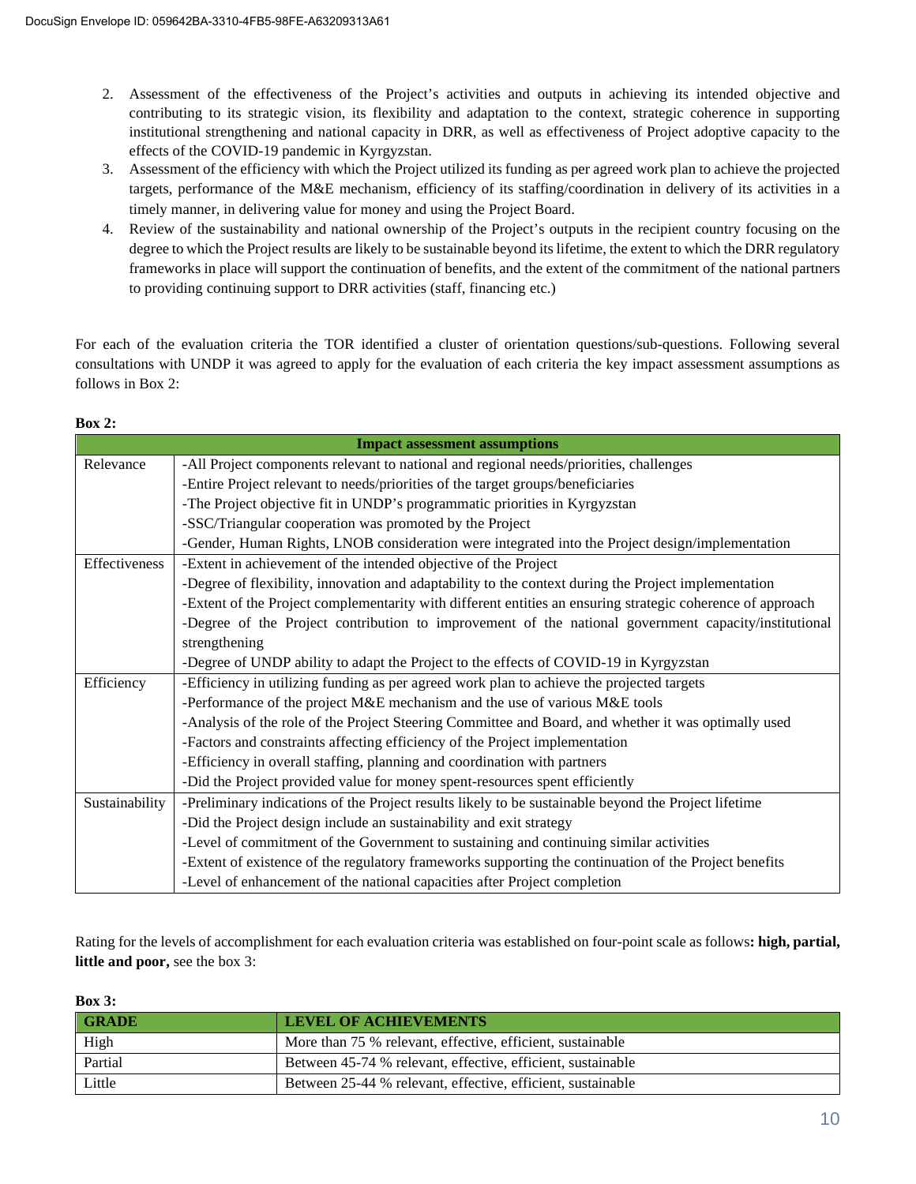2. Assessment of the effectiveness of the Project's activities and outputs in achieving its intended objective and contributing to its strategic vision, its flexibility and adaptation to the context, strategic coherence in supporting institutional strengthening and national capacity in DRR, as well as effectiveness of Project adoptive capacity to the effects of the COVID-19 pandemic in Kyrgyzstan.
3. Assessment of the efficiency with which the Project utilized its funding as per agreed work plan to achieve the projected targets, performance of the M&E mechanism, efficiency of its staffing/coordination in delivery of its activities in a timely manner, in delivering value for money and using the Project Board.
4. Review of the sustainability and national ownership of the Project's outputs in the recipient country focusing on the degree to which the Project results are likely to be sustainable beyond its lifetime, the extent to which the DRR regulatory frameworks in place will support the continuation of benefits, and the extent of the commitment of the national partners to providing continuing support to DRR activities (staff, financing etc.)

For each of the evaluation criteria the TOR identified a cluster of orientation questions/sub-questions. Following several consultations with UNDP it was agreed to apply for the evaluation of each criteria the key impact assessment assumptions as follows in Box 2:

**Box 2:**

| Impact assessment assumptions | |
|---|---|
| Relevance | -All Project components relevant to national and regional needs/priorities, challenges<br>-Entire Project relevant to needs/priorities of the target groups/beneficiaries<br>-The Project objective fit in UNDP's programmatic priorities in Kyrgyzstan<br>-SSC/Triangular cooperation was promoted by the Project<br>-Gender, Human Rights, LNOB consideration were integrated into the Project design/implementation |
| Effectiveness | -Extent in achievement of the intended objective of the Project<br>-Degree of flexibility, innovation and adaptability to the context during the Project implementation<br>-Extent of the Project complementarity with different entities an ensuring strategic coherence of approach<br>-Degree of the Project contribution to improvement of the national government capacity/institutional strengthening<br>-Degree of UNDP ability to adapt the Project to the effects of COVID-19 in Kyrgyzstan |
| Efficiency | -Efficiency in utilizing funding as per agreed work plan to achieve the projected targets<br>-Performance of the project M&E mechanism and the use of various M&E tools<br>-Analysis of the role of the Project Steering Committee and Board, and whether it was optimally used<br>-Factors and constraints affecting efficiency of the Project implementation<br>-Efficiency in overall staffing, planning and coordination with partners<br>-Did the Project provided value for money spent-resources spent efficiently |
| Sustainability | -Preliminary indications of the Project results likely to be sustainable beyond the Project lifetime<br>-Did the Project design include an sustainability and exit strategy<br>-Level of commitment of the Government to sustaining and continuing similar activities<br>-Extent of existence of the regulatory frameworks supporting the continuation of the Project benefits<br>-Level of enhancement of the national capacities after Project completion |

Rating for the levels of accomplishment for each evaluation criteria was established on four-point scale as follows**: high, partial, little and poor,** see the box 3:

**Box 3:**

| GRADE | LEVEL OF ACHIEVEMENTS |
|---|---|
| High | More than 75 % relevant, effective, efficient, sustainable |
| Partial | Between 45-74 % relevant, effective, efficient, sustainable |
| Little | Between 25-44 % relevant, effective, efficient, sustainable |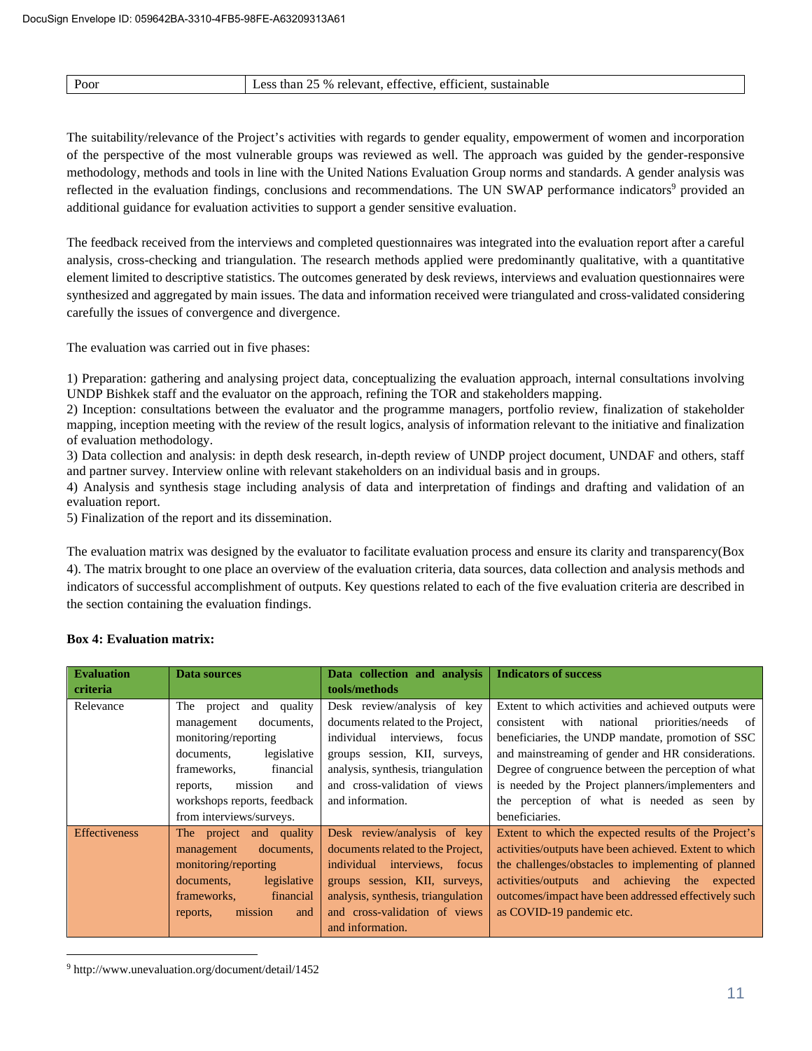| Poor | Less than 25 % relevant, effective, efficient, sustainable |
|---|---|

The suitability/relevance of the Project's activities with regards to gender equality, empowerment of women and incorporation of the perspective of the most vulnerable groups was reviewed as well. The approach was guided by the gender-responsive methodology, methods and tools in line with the United Nations Evaluation Group norms and standards. A gender analysis was reflected in the evaluation findings, conclusions and recommendations. The UN SWAP performance indicators[9] provided an additional guidance for evaluation activities to support a gender sensitive evaluation.

The feedback received from the interviews and completed questionnaires was integrated into the evaluation report after a careful analysis, cross-checking and triangulation. The research methods applied were predominantly qualitative, with a quantitative element limited to descriptive statistics. The outcomes generated by desk reviews, interviews and evaluation questionnaires were synthesized and aggregated by main issues. The data and information received were triangulated and cross-validated considering carefully the issues of convergence and divergence.

The evaluation was carried out in five phases:

1) Preparation: gathering and analysing project data, conceptualizing the evaluation approach, internal consultations involving UNDP Bishkek staff and the evaluator on the approach, refining the TOR and stakeholders mapping.
2) Inception: consultations between the evaluator and the programme managers, portfolio review, finalization of stakeholder mapping, inception meeting with the review of the result logics, analysis of information relevant to the initiative and finalization of evaluation methodology.
3) Data collection and analysis: in depth desk research, in-depth review of UNDP project document, UNDAF and others, staff and partner survey. Interview online with relevant stakeholders on an individual basis and in groups.
4) Analysis and synthesis stage including analysis of data and interpretation of findings and drafting and validation of an evaluation report.
5) Finalization of the report and its dissemination.

The evaluation matrix was designed by the evaluator to facilitate evaluation process and ensure its clarity and transparency(Box 4). The matrix brought to one place an overview of the evaluation criteria, data sources, data collection and analysis methods and indicators of successful accomplishment of outputs. Key questions related to each of the five evaluation criteria are described in the section containing the evaluation findings.

**Box 4: Evaluation matrix:**

| Evaluation criteria | Data sources | Data collection and analysis tools/methods | Indicators of success |
|---|---|---|---|
| Relevance | The project and quality management documents, monitoring/reporting documents, legislative frameworks, financial reports, mission and workshops reports, feedback from interviews/surveys. | Desk review/analysis of key documents related to the Project, individual interviews, focus groups session, KII, surveys, analysis, synthesis, triangulation and cross-validation of views and information. | Extent to which activities and achieved outputs were consistent with national priorities/needs of beneficiaries, the UNDP mandate, promotion of SSC and mainstreaming of gender and HR considerations. Degree of congruence between the perception of what is needed by the Project planners/implementers and the perception of what is needed as seen by beneficiaries. |
| Effectiveness | The project and quality management documents, monitoring/reporting documents, legislative frameworks, financial reports, mission and | Desk review/analysis of key documents related to the Project, individual interviews, focus groups session, KII, surveys, analysis, synthesis, triangulation and cross-validation of views and information. | Extent to which the expected results of the Project's activities/outputs have been achieved. Extent to which the challenges/obstacles to implementing of planned activities/outputs and achieving the expected outcomes/impact have been addressed effectively such as COVID-19 pandemic etc. |

[9] http://www.unevaluation.org/document/detail/1452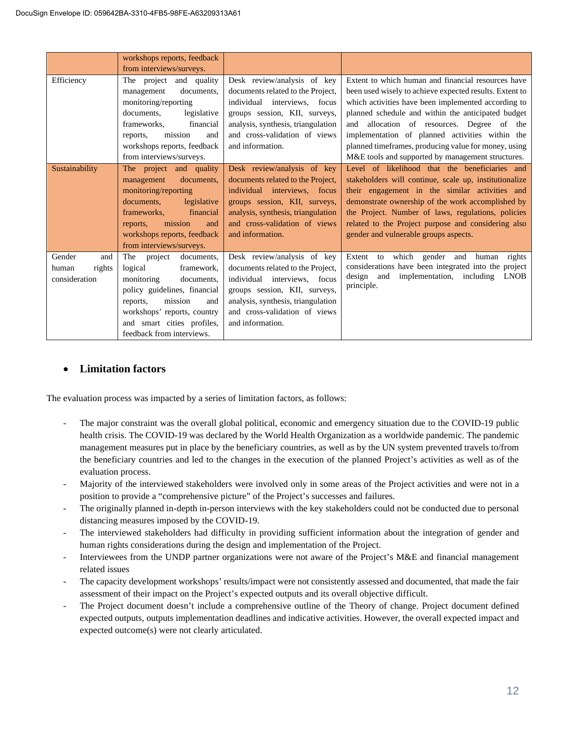| | | | |
|---|---|---|---|
| | workshops reports, feedback from interviews/surveys. | | |
| Efficiency | The project and quality management documents, monitoring/reporting documents, legislative frameworks, financial reports, mission and workshops reports, feedback from interviews/surveys. | Desk review/analysis of key documents related to the Project, individual interviews, focus groups session, KII, surveys, analysis, synthesis, triangulation and cross-validation of views and information. | Extent to which human and financial resources have been used wisely to achieve expected results. Extent to which activities have been implemented according to planned schedule and within the anticipated budget and allocation of resources. Degree of the implementation of planned activities within the planned timeframes, producing value for money, using M&E tools and supported by management structures. |
| Sustainability | The project and quality management documents, monitoring/reporting documents, legislative frameworks, financial reports, mission and workshops reports, feedback from interviews/surveys. | Desk review/analysis of key documents related to the Project, individual interviews, focus groups session, KII, surveys, analysis, synthesis, triangulation and cross-validation of views and information. | Level of likelihood that the beneficiaries and stakeholders will continue, scale up, institutionalize their engagement in the similar activities and demonstrate ownership of the work accomplished by the Project. Number of laws, regulations, policies related to the Project purpose and considering also gender and vulnerable groups aspects. |
| Gender and human rights consideration | The project documents, logical framework, monitoring documents, policy guidelines, financial reports, mission and workshops' reports, country and smart cities profiles, feedback from interviews. | Desk review/analysis of key documents related to the Project, individual interviews, focus groups session, KII, surveys, analysis, synthesis, triangulation and cross-validation of views and information. | Extent to which gender and human rights considerations have been integrated into the project design and implementation, including LNOB principle. |

- **Limitation factors**

The evaluation process was impacted by a series of limitation factors, as follows:

- The major constraint was the overall global political, economic and emergency situation due to the COVID-19 public health crisis. The COVID-19 was declared by the World Health Organization as a worldwide pandemic. The pandemic management measures put in place by the beneficiary countries, as well as by the UN system prevented travels to/from the beneficiary countries and led to the changes in the execution of the planned Project's activities as well as of the evaluation process.
- Majority of the interviewed stakeholders were involved only in some areas of the Project activities and were not in a position to provide a "comprehensive picture" of the Project's successes and failures.
- The originally planned in-depth in-person interviews with the key stakeholders could not be conducted due to personal distancing measures imposed by the COVID-19.
- The interviewed stakeholders had difficulty in providing sufficient information about the integration of gender and human rights considerations during the design and implementation of the Project.
- Interviewees from the UNDP partner organizations were not aware of the Project's M&E and financial management related issues
- The capacity development workshops' results/impact were not consistently assessed and documented, that made the fair assessment of their impact on the Project's expected outputs and its overall objective difficult.
- The Project document doesn't include a comprehensive outline of the Theory of change. Project document defined expected outputs, outputs implementation deadlines and indicative activities. However, the overall expected impact and expected outcome(s) were not clearly articulated.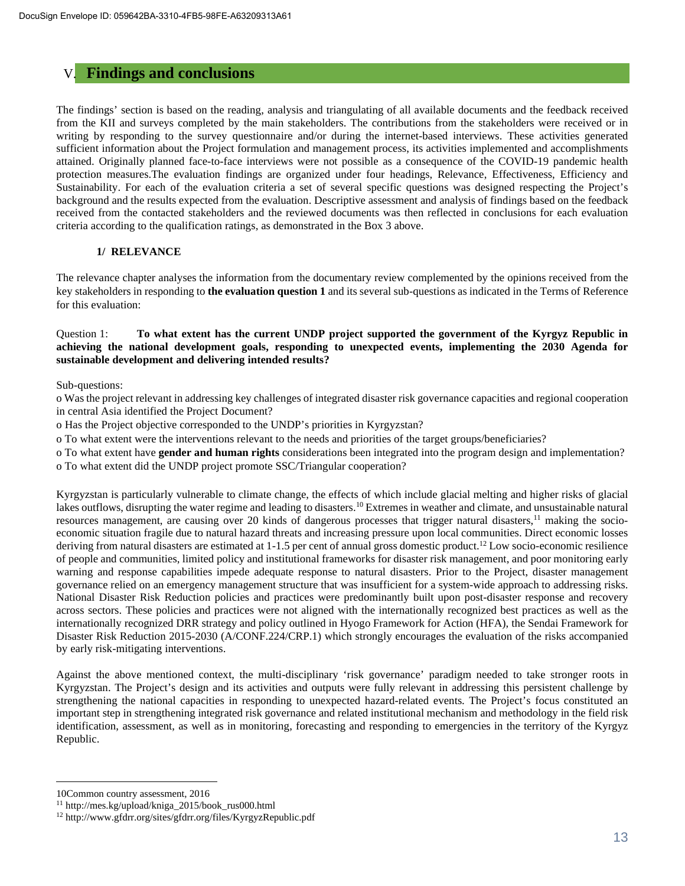# V. Findings and conclusions

The findings' section is based on the reading, analysis and triangulating of all available documents and the feedback received from the KII and surveys completed by the main stakeholders. The contributions from the stakeholders were received or in writing by responding to the survey questionnaire and/or during the internet-based interviews. These activities generated sufficient information about the Project formulation and management process, its activities implemented and accomplishments attained. Originally planned face-to-face interviews were not possible as a consequence of the COVID-19 pandemic health protection measures.The evaluation findings are organized under four headings, Relevance, Effectiveness, Efficiency and Sustainability. For each of the evaluation criteria a set of several specific questions was designed respecting the Project's background and the results expected from the evaluation. Descriptive assessment and analysis of findings based on the feedback received from the contacted stakeholders and the reviewed documents was then reflected in conclusions for each evaluation criteria according to the qualification ratings, as demonstrated in the Box 3 above.

## 1/ RELEVANCE

The relevance chapter analyses the information from the documentary review complemented by the opinions received from the key stakeholders in responding to **the evaluation question 1** and its several sub-questions as indicated in the Terms of Reference for this evaluation:

Question 1: **To what extent has the current UNDP project supported the government of the Kyrgyz Republic in achieving the national development goals, responding to unexpected events, implementing the 2030 Agenda for sustainable development and delivering intended results?**

Sub-questions:

- o Was the project relevant in addressing key challenges of integrated disaster risk governance capacities and regional cooperation in central Asia identified the Project Document?
- o Has the Project objective corresponded to the UNDP's priorities in Kyrgyzstan?
- o To what extent were the interventions relevant to the needs and priorities of the target groups/beneficiaries?
- o To what extent have **gender and human rights** considerations been integrated into the program design and implementation?
- o To what extent did the UNDP project promote SSC/Triangular cooperation?

Kyrgyzstan is particularly vulnerable to climate change, the effects of which include glacial melting and higher risks of glacial lakes outflows, disrupting the water regime and leading to disasters.[10] Extremes in weather and climate, and unsustainable natural resources management, are causing over 20 kinds of dangerous processes that trigger natural disasters,[11] making the socio-economic situation fragile due to natural hazard threats and increasing pressure upon local communities. Direct economic losses deriving from natural disasters are estimated at 1-1.5 per cent of annual gross domestic product.[12] Low socio-economic resilience of people and communities, limited policy and institutional frameworks for disaster risk management, and poor monitoring early warning and response capabilities impede adequate response to natural disasters. Prior to the Project, disaster management governance relied on an emergency management structure that was insufficient for a system-wide approach to addressing risks. National Disaster Risk Reduction policies and practices were predominantly built upon post-disaster response and recovery across sectors. These policies and practices were not aligned with the internationally recognized best practices as well as the internationally recognized DRR strategy and policy outlined in Hyogo Framework for Action (HFA), the Sendai Framework for Disaster Risk Reduction 2015-2030 (A/CONF.224/CRP.1) which strongly encourages the evaluation of the risks accompanied by early risk-mitigating interventions.

Against the above mentioned context, the multi-disciplinary 'risk governance' paradigm needed to take stronger roots in Kyrgyzstan. The Project's design and its activities and outputs were fully relevant in addressing this persistent challenge by strengthening the national capacities in responding to unexpected hazard-related events. The Project's focus constituted an important step in strengthening integrated risk governance and related institutional mechanism and methodology in the field risk identification, assessment, as well as in monitoring, forecasting and responding to emergencies in the territory of the Kyrgyz Republic.

---

10Common country assessment, 2016

[11] http://mes.kg/upload/kniga_2015/book_rus000.html

[12] http://www.gfdrr.org/sites/gfdrr.org/files/KyrgyzRepublic.pdf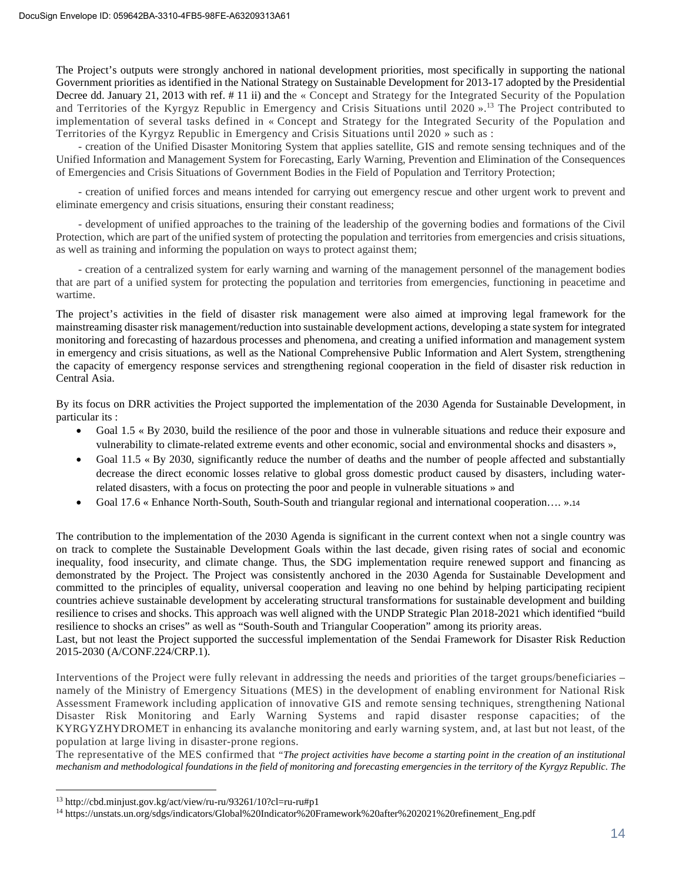The Project's outputs were strongly anchored in national development priorities, most specifically in supporting the national Government priorities as identified in the National Strategy on Sustainable Development for 2013-17 adopted by the Presidential Decree dd. January 21, 2013 with ref. # 11 ii) and the « Concept and Strategy for the Integrated Security of the Population and Territories of the Kyrgyz Republic in Emergency and Crisis Situations until 2020 ».[13] The Project contributed to implementation of several tasks defined in « Concept and Strategy for the Integrated Security of the Population and Territories of the Kyrgyz Republic in Emergency and Crisis Situations until 2020 » such as :

- creation of the Unified Disaster Monitoring System that applies satellite, GIS and remote sensing techniques and of the Unified Information and Management System for Forecasting, Early Warning, Prevention and Elimination of the Consequences of Emergencies and Crisis Situations of Government Bodies in the Field of Population and Territory Protection;

- creation of unified forces and means intended for carrying out emergency rescue and other urgent work to prevent and eliminate emergency and crisis situations, ensuring their constant readiness;

- development of unified approaches to the training of the leadership of the governing bodies and formations of the Civil Protection, which are part of the unified system of protecting the population and territories from emergencies and crisis situations, as well as training and informing the population on ways to protect against them;

- creation of a centralized system for early warning and warning of the management personnel of the management bodies that are part of a unified system for protecting the population and territories from emergencies, functioning in peacetime and wartime.

The project's activities in the field of disaster risk management were also aimed at improving legal framework for the mainstreaming disaster risk management/reduction into sustainable development actions, developing a state system for integrated monitoring and forecasting of hazardous processes and phenomena, and creating a unified information and management system in emergency and crisis situations, as well as the National Comprehensive Public Information and Alert System, strengthening the capacity of emergency response services and strengthening regional cooperation in the field of disaster risk reduction in Central Asia.

By its focus on DRR activities the Project supported the implementation of the 2030 Agenda for Sustainable Development, in particular its :

- Goal 1.5 « By 2030, build the resilience of the poor and those in vulnerable situations and reduce their exposure and vulnerability to climate-related extreme events and other economic, social and environmental shocks and disasters »,
- Goal 11.5 « By 2030, significantly reduce the number of deaths and the number of people affected and substantially decrease the direct economic losses relative to global gross domestic product caused by disasters, including water-related disasters, with a focus on protecting the poor and people in vulnerable situations » and
- Goal 17.6 « Enhance North-South, South-South and triangular regional and international cooperation…. ».[14]

The contribution to the implementation of the 2030 Agenda is significant in the current context when not a single country was on track to complete the Sustainable Development Goals within the last decade, given rising rates of social and economic inequality, food insecurity, and climate change. Thus, the SDG implementation require renewed support and financing as demonstrated by the Project. The Project was consistently anchored in the 2030 Agenda for Sustainable Development and committed to the principles of equality, universal cooperation and leaving no one behind by helping participating recipient countries achieve sustainable development by accelerating structural transformations for sustainable development and building resilience to crises and shocks. This approach was well aligned with the UNDP Strategic Plan 2018-2021 which identified "build resilience to shocks an crises" as well as "South-South and Triangular Cooperation" among its priority areas.
Last, but not least the Project supported the successful implementation of the Sendai Framework for Disaster Risk Reduction 2015-2030 (A/CONF.224/CRP.1).

Interventions of the Project were fully relevant in addressing the needs and priorities of the target groups/beneficiaries – namely of the Ministry of Emergency Situations (MES) in the development of enabling environment for National Risk Assessment Framework including application of innovative GIS and remote sensing techniques, strengthening National Disaster Risk Monitoring and Early Warning Systems and rapid disaster response capacities; of the KYRGYZHYDROMET in enhancing its avalanche monitoring and early warning system, and, at last but not least, of the population at large living in disaster-prone regions.
The representative of the MES confirmed that *"The project activities have become a starting point in the creation of an institutional mechanism and methodological foundations in the field of monitoring and forecasting emergencies in the territory of the Kyrgyz Republic. The*

---

[13] http://cbd.minjust.gov.kg/act/view/ru-ru/93261/10?cl=ru-ru#p1

[14] https://unstats.un.org/sdgs/indicators/Global%20Indicator%20Framework%20after%202021%20refinement_Eng.pdf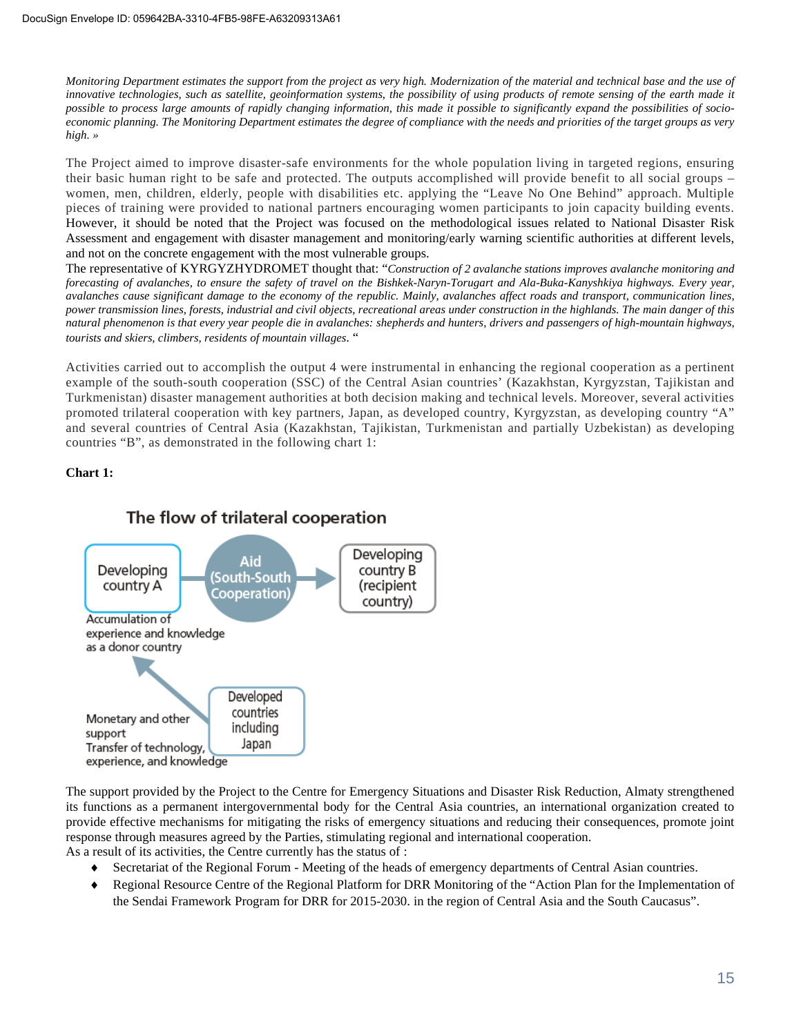*Monitoring Department estimates the support from the project as very high. Modernization of the material and technical base and the use of innovative technologies, such as satellite, geoinformation systems, the possibility of using products of remote sensing of the earth made it possible to process large amounts of rapidly changing information, this made it possible to significantly expand the possibilities of socio-economic planning. The Monitoring Department estimates the degree of compliance with the needs and priorities of the target groups as very high. »*

The Project aimed to improve disaster-safe environments for the whole population living in targeted regions, ensuring their basic human right to be safe and protected. The outputs accomplished will provide benefit to all social groups – women, men, children, elderly, people with disabilities etc. applying the "Leave No One Behind" approach. Multiple pieces of training were provided to national partners encouraging women participants to join capacity building events. However, it should be noted that the Project was focused on the methodological issues related to National Disaster Risk Assessment and engagement with disaster management and monitoring/early warning scientific authorities at different levels, and not on the concrete engagement with the most vulnerable groups.

The representative of KYRGYZHYDROMET thought that: "*Construction of 2 avalanche stations improves avalanche monitoring and forecasting of avalanches, to ensure the safety of travel on the Bishkek-Naryn-Torugart and Ala-Buka-Kanyshkiya highways. Every year, avalanches cause significant damage to the economy of the republic. Mainly, avalanches affect roads and transport, communication lines, power transmission lines, forests, industrial and civil objects, recreational areas under construction in the highlands. The main danger of this natural phenomenon is that every year people die in avalanches: shepherds and hunters, drivers and passengers of high-mountain highways, tourists and skiers, climbers, residents of mountain villages.* "

Activities carried out to accomplish the output 4 were instrumental in enhancing the regional cooperation as a pertinent example of the south-south cooperation (SSC) of the Central Asian countries' (Kazakhstan, Kyrgyzstan, Tajikistan and Turkmenistan) disaster management authorities at both decision making and technical levels. Moreover, several activities promoted trilateral cooperation with key partners, Japan, as developed country, Kyrgyzstan, as developing country "A" and several countries of Central Asia (Kazakhstan, Tajikistan, Turkmenistan and partially Uzbekistan) as developing countries "B", as demonstrated in the following chart 1:

**Chart 1:**

The flow of trilateral cooperation

Developing country A — Aid (South-South Cooperation) → Developing country B (recipient country)

Accumulation of experience and knowledge as a donor country

Developed countries including Japan → Monetary and other support, Transfer of technology, experience, and knowledge

The support provided by the Project to the Centre for Emergency Situations and Disaster Risk Reduction, Almaty strengthened its functions as a permanent intergovernmental body for the Central Asia countries, an international organization created to provide effective mechanisms for mitigating the risks of emergency situations and reducing their consequences, promote joint response through measures agreed by the Parties, stimulating regional and international cooperation.

As a result of its activities, the Centre currently has the status of :

- Secretariat of the Regional Forum - Meeting of the heads of emergency departments of Central Asian countries.
- Regional Resource Centre of the Regional Platform for DRR Monitoring of the "Action Plan for the Implementation of the Sendai Framework Program for DRR for 2015-2030. in the region of Central Asia and the South Caucasus".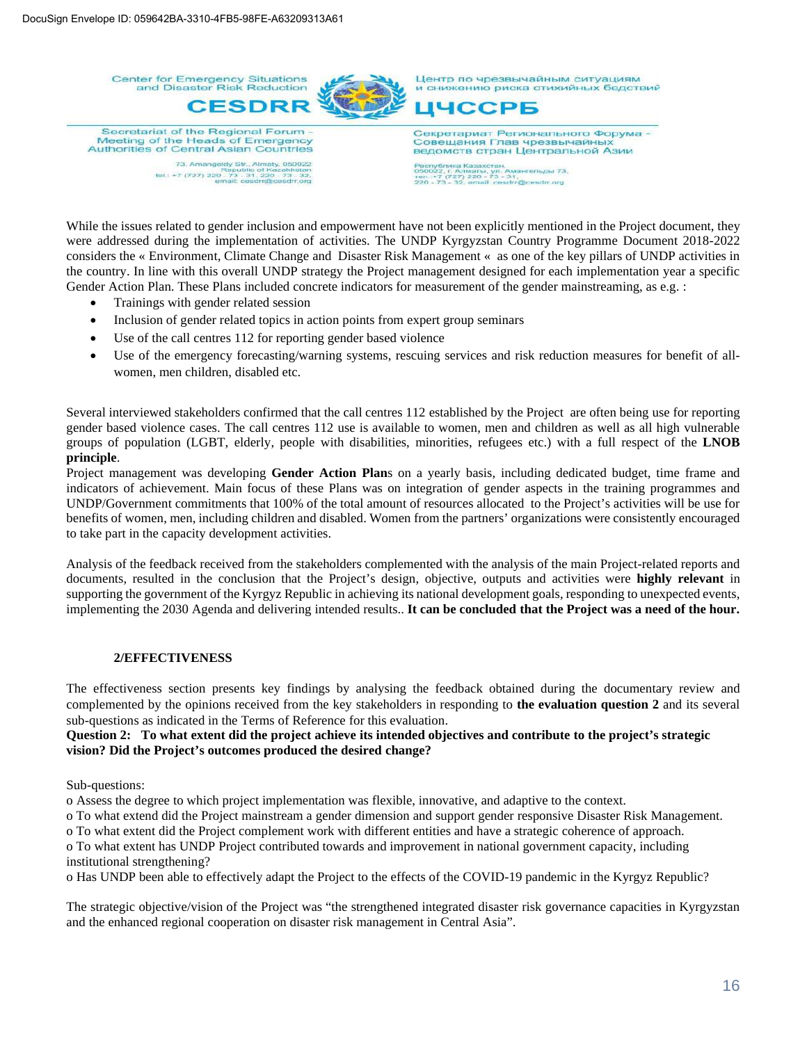While the issues related to gender inclusion and empowerment have not been explicitly mentioned in the Project document, they were addressed during the implementation of activities. The UNDP Kyrgyzstan Country Programme Document 2018-2022 considers the « Environment, Climate Change and Disaster Risk Management « as one of the key pillars of UNDP activities in the country. In line with this overall UNDP strategy the Project management designed for each implementation year a specific Gender Action Plan. These Plans included concrete indicators for measurement of the gender mainstreaming, as e.g. :

- Trainings with gender related session
- Inclusion of gender related topics in action points from expert group seminars
- Use of the call centres 112 for reporting gender based violence
- Use of the emergency forecasting/warning systems, rescuing services and risk reduction measures for benefit of all-women, men children, disabled etc.

Several interviewed stakeholders confirmed that the call centres 112 established by the Project are often being use for reporting gender based violence cases. The call centres 112 use is available to women, men and children as well as all high vulnerable groups of population (LGBT, elderly, people with disabilities, minorities, refugees etc.) with a full respect of the **LNOB principle**.

Project management was developing **Gender Action Plan**s on a yearly basis, including dedicated budget, time frame and indicators of achievement. Main focus of these Plans was on integration of gender aspects in the training programmes and UNDP/Government commitments that 100% of the total amount of resources allocated to the Project's activities will be use for benefits of women, men, including children and disabled. Women from the partners' organizations were consistently encouraged to take part in the capacity development activities.

Analysis of the feedback received from the stakeholders complemented with the analysis of the main Project-related reports and documents, resulted in the conclusion that the Project's design, objective, outputs and activities were **highly relevant** in supporting the government of the Kyrgyz Republic in achieving its national development goals, responding to unexpected events, implementing the 2030 Agenda and delivering intended results.. **It can be concluded that the Project was a need of the hour.**

## 2/EFFECTIVENESS

The effectiveness section presents key findings by analysing the feedback obtained during the documentary review and complemented by the opinions received from the key stakeholders in responding to **the evaluation question 2** and its several sub-questions as indicated in the Terms of Reference for this evaluation.

**Question 2: To what extent did the project achieve its intended objectives and contribute to the project's strategic vision? Did the Project's outcomes produced the desired change?**

Sub-questions:

o Assess the degree to which project implementation was flexible, innovative, and adaptive to the context.

o To what extend did the Project mainstream a gender dimension and support gender responsive Disaster Risk Management.

o To what extent did the Project complement work with different entities and have a strategic coherence of approach.

o To what extent has UNDP Project contributed towards and improvement in national government capacity, including institutional strengthening?

o Has UNDP been able to effectively adapt the Project to the effects of the COVID-19 pandemic in the Kyrgyz Republic?

The strategic objective/vision of the Project was "the strengthened integrated disaster risk governance capacities in Kyrgyzstan and the enhanced regional cooperation on disaster risk management in Central Asia".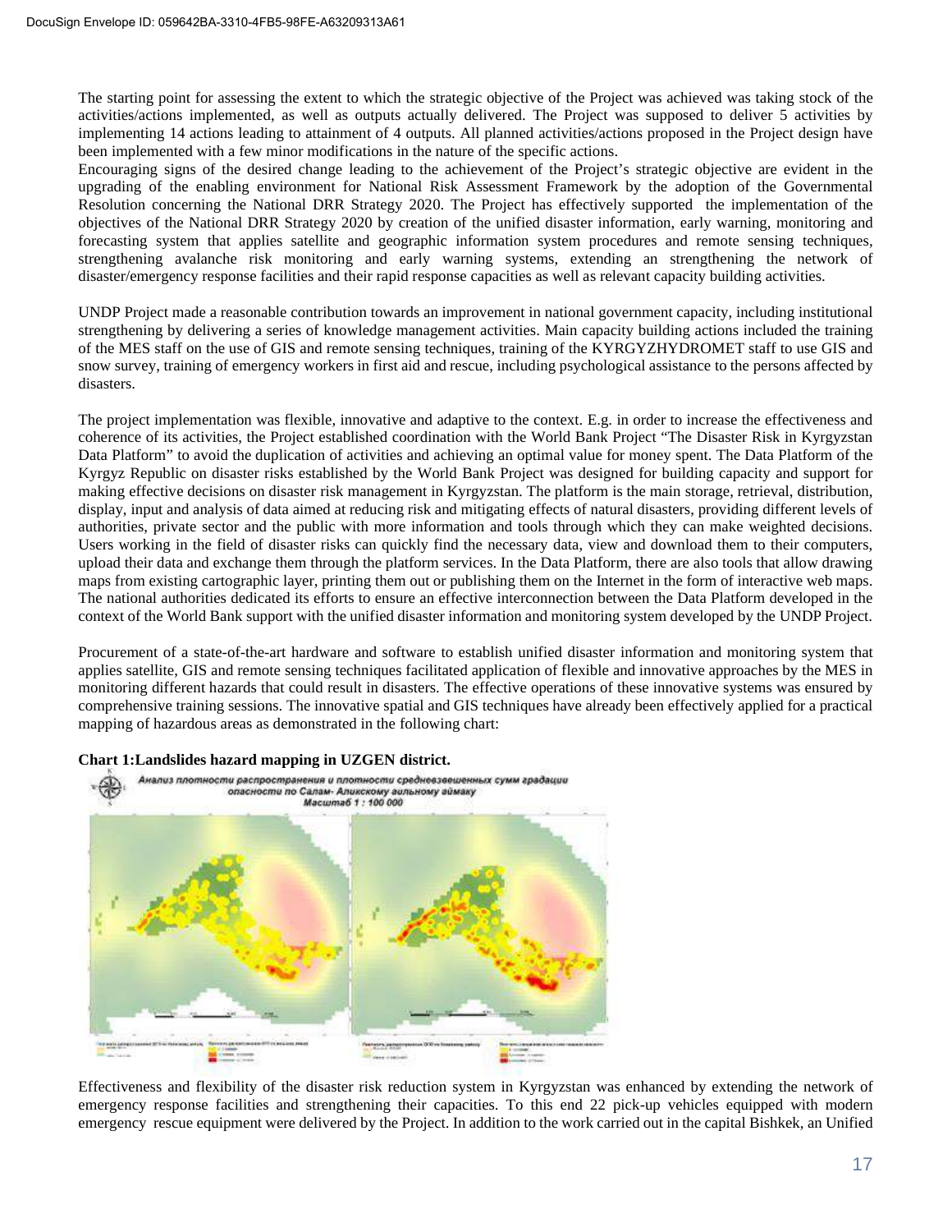The starting point for assessing the extent to which the strategic objective of the Project was achieved was taking stock of the activities/actions implemented, as well as outputs actually delivered. The Project was supposed to deliver 5 activities by implementing 14 actions leading to attainment of 4 outputs. All planned activities/actions proposed in the Project design have been implemented with a few minor modifications in the nature of the specific actions.

Encouraging signs of the desired change leading to the achievement of the Project's strategic objective are evident in the upgrading of the enabling environment for National Risk Assessment Framework by the adoption of the Governmental Resolution concerning the National DRR Strategy 2020. The Project has effectively supported the implementation of the objectives of the National DRR Strategy 2020 by creation of the unified disaster information, early warning, monitoring and forecasting system that applies satellite and geographic information system procedures and remote sensing techniques, strengthening avalanche risk monitoring and early warning systems, extending an strengthening the network of disaster/emergency response facilities and their rapid response capacities as well as relevant capacity building activities.

UNDP Project made a reasonable contribution towards an improvement in national government capacity, including institutional strengthening by delivering a series of knowledge management activities. Main capacity building actions included the training of the MES staff on the use of GIS and remote sensing techniques, training of the KYRGYZHYDROMET staff to use GIS and snow survey, training of emergency workers in first aid and rescue, including psychological assistance to the persons affected by disasters.

The project implementation was flexible, innovative and adaptive to the context. E.g. in order to increase the effectiveness and coherence of its activities, the Project established coordination with the World Bank Project "The Disaster Risk in Kyrgyzstan Data Platform" to avoid the duplication of activities and achieving an optimal value for money spent. The Data Platform of the Kyrgyz Republic on disaster risks established by the World Bank Project was designed for building capacity and support for making effective decisions on disaster risk management in Kyrgyzstan. The platform is the main storage, retrieval, distribution, display, input and analysis of data aimed at reducing risk and mitigating effects of natural disasters, providing different levels of authorities, private sector and the public with more information and tools through which they can make weighted decisions. Users working in the field of disaster risks can quickly find the necessary data, view and download them to their computers, upload their data and exchange them through the platform services. In the Data Platform, there are also tools that allow drawing maps from existing cartographic layer, printing them out or publishing them on the Internet in the form of interactive web maps. The national authorities dedicated its efforts to ensure an effective interconnection between the Data Platform developed in the context of the World Bank support with the unified disaster information and monitoring system developed by the UNDP Project.

Procurement of a state-of-the-art hardware and software to establish unified disaster information and monitoring system that applies satellite, GIS and remote sensing techniques facilitated application of flexible and innovative approaches by the MES in monitoring different hazards that could result in disasters. The effective operations of these innovative systems was ensured by comprehensive training sessions. The innovative spatial and GIS techniques have already been effectively applied for a practical mapping of hazardous areas as demonstrated in the following chart:

**Chart 1:Landslides hazard mapping in UZGEN district.**

Effectiveness and flexibility of the disaster risk reduction system in Kyrgyzstan was enhanced by extending the network of emergency response facilities and strengthening their capacities. To this end 22 pick-up vehicles equipped with modern emergency rescue equipment were delivered by the Project. In addition to the work carried out in the capital Bishkek, an Unified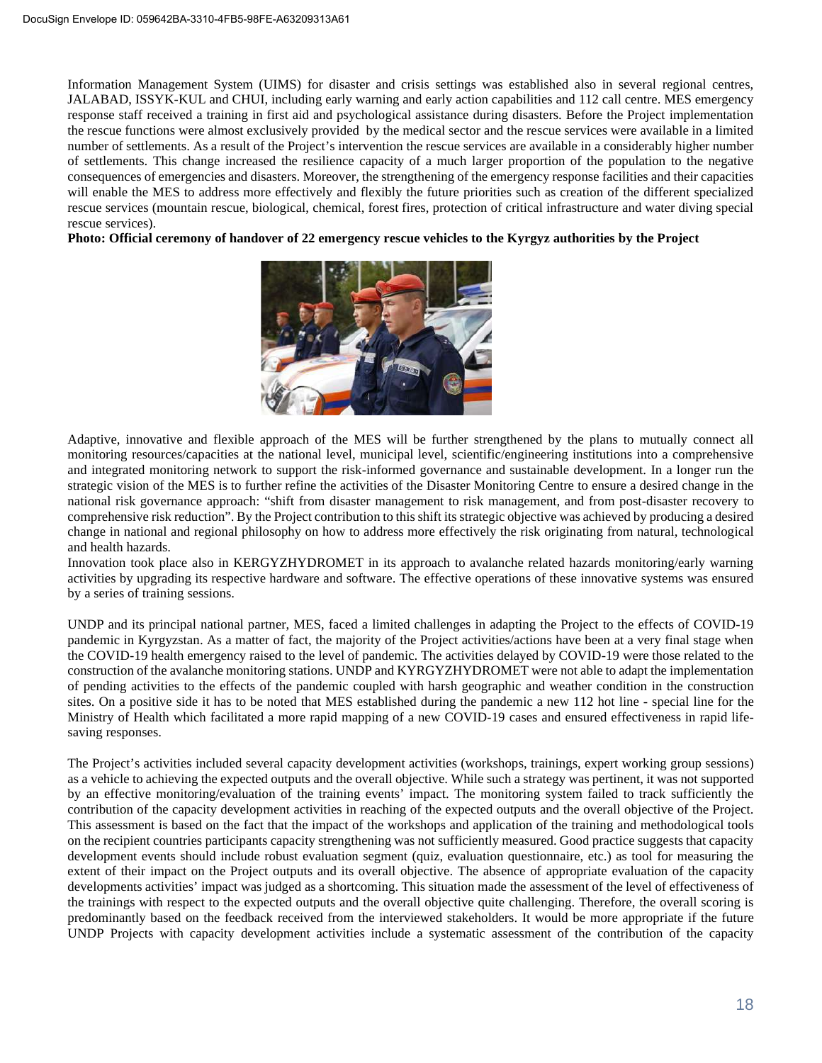Information Management System (UIMS) for disaster and crisis settings was established also in several regional centres, JALABAD, ISSYK-KUL and CHUI, including early warning and early action capabilities and 112 call centre. MES emergency response staff received a training in first aid and psychological assistance during disasters. Before the Project implementation the rescue functions were almost exclusively provided by the medical sector and the rescue services were available in a limited number of settlements. As a result of the Project's intervention the rescue services are available in a considerably higher number of settlements. This change increased the resilience capacity of a much larger proportion of the population to the negative consequences of emergencies and disasters. Moreover, the strengthening of the emergency response facilities and their capacities will enable the MES to address more effectively and flexibly the future priorities such as creation of the different specialized rescue services (mountain rescue, biological, chemical, forest fires, protection of critical infrastructure and water diving special rescue services).

**Photo: Official ceremony of handover of 22 emergency rescue vehicles to the Kyrgyz authorities by the Project**

Adaptive, innovative and flexible approach of the MES will be further strengthened by the plans to mutually connect all monitoring resources/capacities at the national level, municipal level, scientific/engineering institutions into a comprehensive and integrated monitoring network to support the risk-informed governance and sustainable development. In a longer run the strategic vision of the MES is to further refine the activities of the Disaster Monitoring Centre to ensure a desired change in the national risk governance approach: "shift from disaster management to risk management, and from post-disaster recovery to comprehensive risk reduction". By the Project contribution to this shift its strategic objective was achieved by producing a desired change in national and regional philosophy on how to address more effectively the risk originating from natural, technological and health hazards.

Innovation took place also in KERGYZHYDROMET in its approach to avalanche related hazards monitoring/early warning activities by upgrading its respective hardware and software. The effective operations of these innovative systems was ensured by a series of training sessions.

UNDP and its principal national partner, MES, faced a limited challenges in adapting the Project to the effects of COVID-19 pandemic in Kyrgyzstan. As a matter of fact, the majority of the Project activities/actions have been at a very final stage when the COVID-19 health emergency raised to the level of pandemic. The activities delayed by COVID-19 were those related to the construction of the avalanche monitoring stations. UNDP and KYRGYZHYDROMET were not able to adapt the implementation of pending activities to the effects of the pandemic coupled with harsh geographic and weather condition in the construction sites. On a positive side it has to be noted that MES established during the pandemic a new 112 hot line - special line for the Ministry of Health which facilitated a more rapid mapping of a new COVID-19 cases and ensured effectiveness in rapid life-saving responses.

The Project's activities included several capacity development activities (workshops, trainings, expert working group sessions) as a vehicle to achieving the expected outputs and the overall objective. While such a strategy was pertinent, it was not supported by an effective monitoring/evaluation of the training events' impact. The monitoring system failed to track sufficiently the contribution of the capacity development activities in reaching of the expected outputs and the overall objective of the Project. This assessment is based on the fact that the impact of the workshops and application of the training and methodological tools on the recipient countries participants capacity strengthening was not sufficiently measured. Good practice suggests that capacity development events should include robust evaluation segment (quiz, evaluation questionnaire, etc.) as tool for measuring the extent of their impact on the Project outputs and its overall objective. The absence of appropriate evaluation of the capacity developments activities' impact was judged as a shortcoming. This situation made the assessment of the level of effectiveness of the trainings with respect to the expected outputs and the overall objective quite challenging. Therefore, the overall scoring is predominantly based on the feedback received from the interviewed stakeholders. It would be more appropriate if the future UNDP Projects with capacity development activities include a systematic assessment of the contribution of the capacity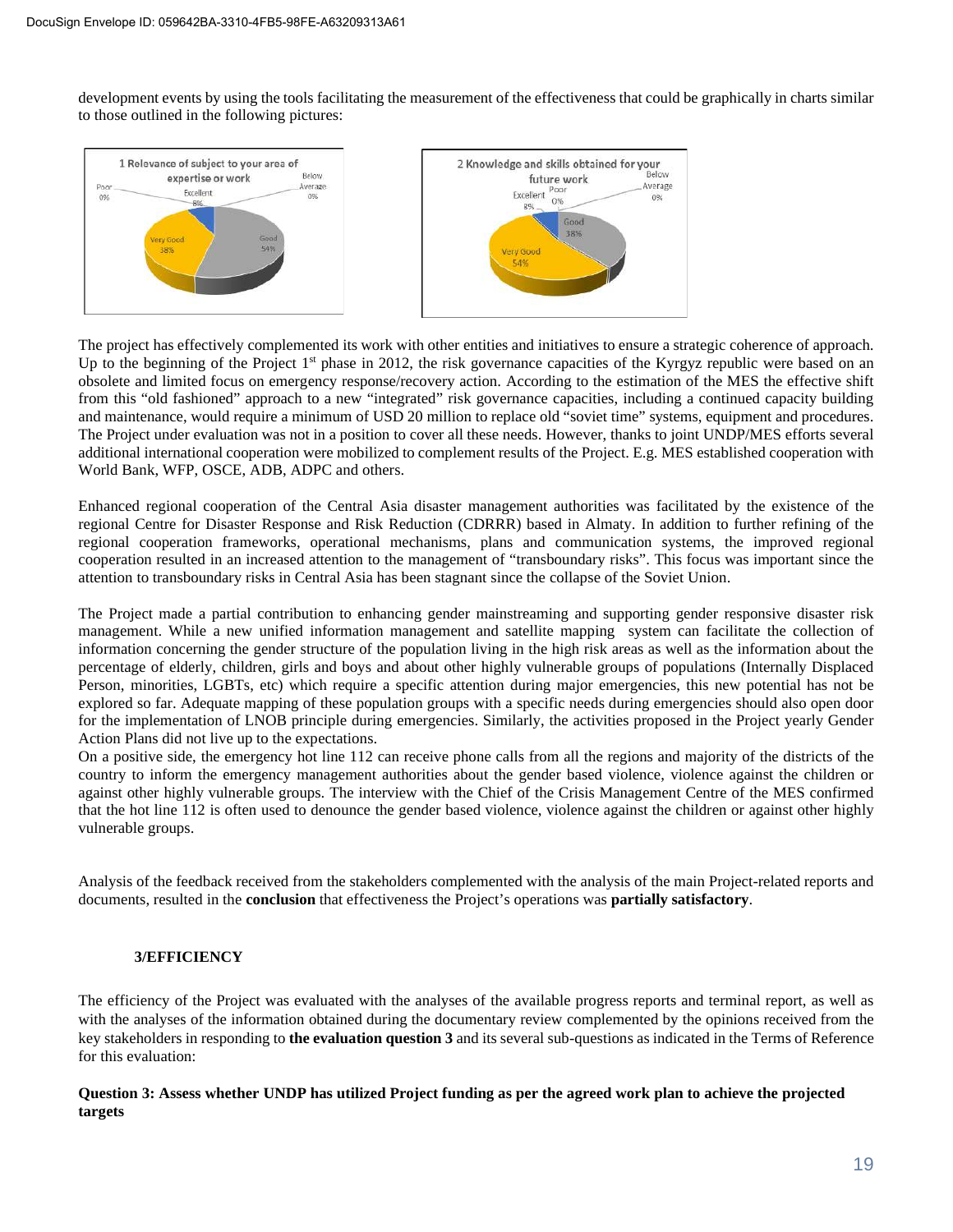development events by using the tools facilitating the measurement of the effectiveness that could be graphically in charts similar to those outlined in the following pictures:

The project has effectively complemented its work with other entities and initiatives to ensure a strategic coherence of approach. Up to the beginning of the Project 1st phase in 2012, the risk governance capacities of the Kyrgyz republic were based on an obsolete and limited focus on emergency response/recovery action. According to the estimation of the MES the effective shift from this "old fashioned" approach to a new "integrated" risk governance capacities, including a continued capacity building and maintenance, would require a minimum of USD 20 million to replace old "soviet time" systems, equipment and procedures. The Project under evaluation was not in a position to cover all these needs. However, thanks to joint UNDP/MES efforts several additional international cooperation were mobilized to complement results of the Project. E.g. MES established cooperation with World Bank, WFP, OSCE, ADB, ADPC and others.

Enhanced regional cooperation of the Central Asia disaster management authorities was facilitated by the existence of the regional Centre for Disaster Response and Risk Reduction (CDRRR) based in Almaty. In addition to further refining of the regional cooperation frameworks, operational mechanisms, plans and communication systems, the improved regional cooperation resulted in an increased attention to the management of "transboundary risks". This focus was important since the attention to transboundary risks in Central Asia has been stagnant since the collapse of the Soviet Union.

The Project made a partial contribution to enhancing gender mainstreaming and supporting gender responsive disaster risk management. While a new unified information management and satellite mapping system can facilitate the collection of information concerning the gender structure of the population living in the high risk areas as well as the information about the percentage of elderly, children, girls and boys and about other highly vulnerable groups of populations (Internally Displaced Person, minorities, LGBTs, etc) which require a specific attention during major emergencies, this new potential has not be explored so far. Adequate mapping of these population groups with a specific needs during emergencies should also open door for the implementation of LNOB principle during emergencies. Similarly, the activities proposed in the Project yearly Gender Action Plans did not live up to the expectations.

On a positive side, the emergency hot line 112 can receive phone calls from all the regions and majority of the districts of the country to inform the emergency management authorities about the gender based violence, violence against the children or against other highly vulnerable groups. The interview with the Chief of the Crisis Management Centre of the MES confirmed that the hot line 112 is often used to denounce the gender based violence, violence against the children or against other highly vulnerable groups.

Analysis of the feedback received from the stakeholders complemented with the analysis of the main Project-related reports and documents, resulted in the **conclusion** that effectiveness the Project's operations was **partially satisfactory**.

### 3/EFFICIENCY

The efficiency of the Project was evaluated with the analyses of the available progress reports and terminal report, as well as with the analyses of the information obtained during the documentary review complemented by the opinions received from the key stakeholders in responding to **the evaluation question 3** and its several sub-questions as indicated in the Terms of Reference for this evaluation:

**Question 3: Assess whether UNDP has utilized Project funding as per the agreed work plan to achieve the projected targets**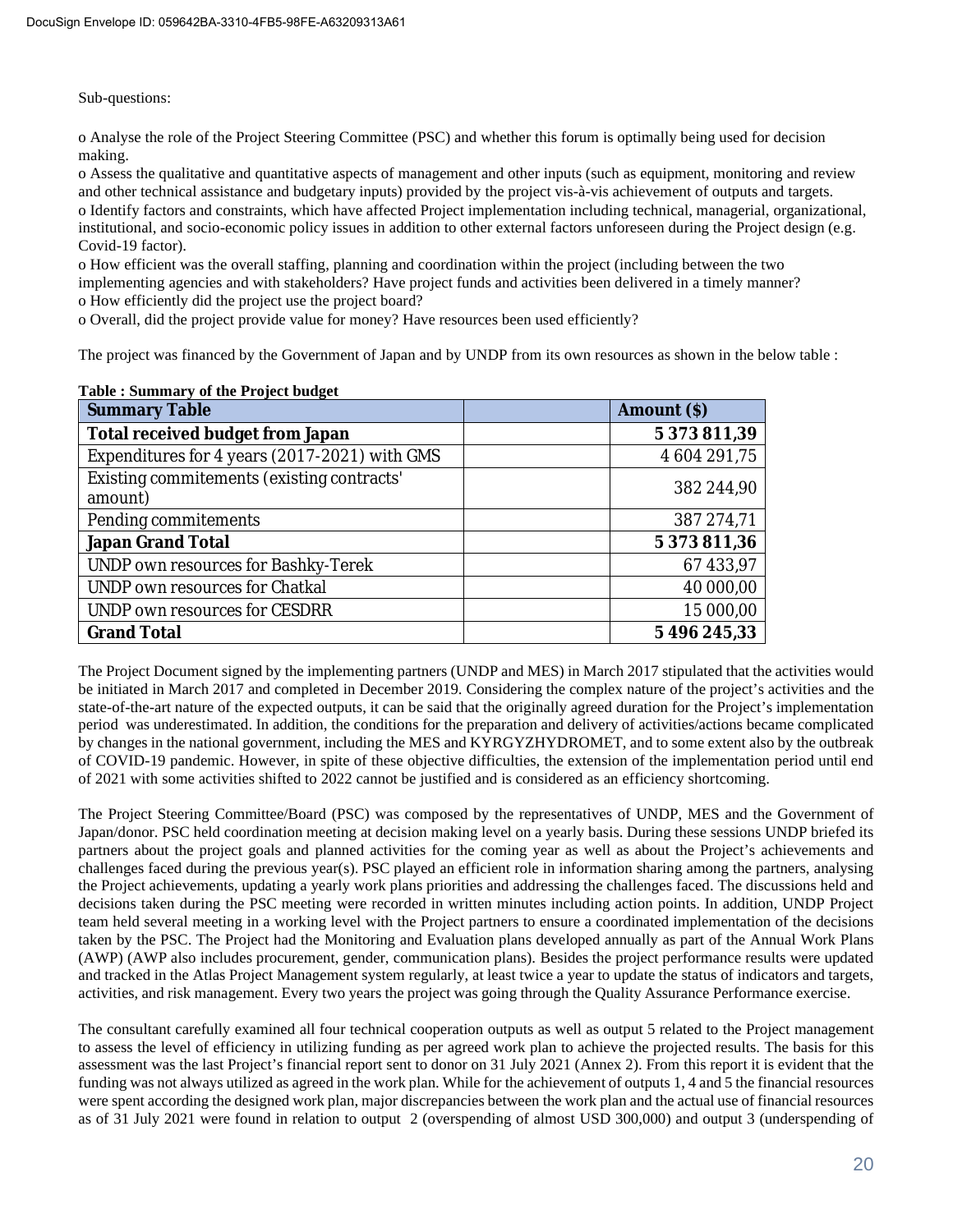Sub-questions:

o Analyse the role of the Project Steering Committee (PSC) and whether this forum is optimally being used for decision making.
o Assess the qualitative and quantitative aspects of management and other inputs (such as equipment, monitoring and review and other technical assistance and budgetary inputs) provided by the project vis-à-vis achievement of outputs and targets.
o Identify factors and constraints, which have affected Project implementation including technical, managerial, organizational, institutional, and socio-economic policy issues in addition to other external factors unforeseen during the Project design (e.g. Covid-19 factor).
o How efficient was the overall staffing, planning and coordination within the project (including between the two implementing agencies and with stakeholders? Have project funds and activities been delivered in a timely manner?
o How efficiently did the project use the project board?
o Overall, did the project provide value for money? Have resources been used efficiently?

The project was financed by the Government of Japan and by UNDP from its own resources as shown in the below table :

**Table : Summary of the Project budget**

| Summary Table | | Amount ($) |
|---|---|---|
| **Total received budget from Japan** | | **5 373 811,39** |
| Expenditures for 4 years (2017-2021) with GMS | | 4 604 291,75 |
| Existing commitements (existing contracts' amount) | | 382 244,90 |
| Pending commitements | | 387 274,71 |
| **Japan Grand Total** | | **5 373 811,36** |
| UNDP own resources for Bashky-Terek | | 67 433,97 |
| UNDP own resources for Chatkal | | 40 000,00 |
| UNDP own resources for CESDRR | | 15 000,00 |
| **Grand Total** | | **5 496 245,33** |

The Project Document signed by the implementing partners (UNDP and MES) in March 2017 stipulated that the activities would be initiated in March 2017 and completed in December 2019. Considering the complex nature of the project's activities and the state-of-the-art nature of the expected outputs, it can be said that the originally agreed duration for the Project's implementation period was underestimated. In addition, the conditions for the preparation and delivery of activities/actions became complicated by changes in the national government, including the MES and KYRGYZHYDROMET, and to some extent also by the outbreak of COVID-19 pandemic. However, in spite of these objective difficulties, the extension of the implementation period until end of 2021 with some activities shifted to 2022 cannot be justified and is considered as an efficiency shortcoming.

The Project Steering Committee/Board (PSC) was composed by the representatives of UNDP, MES and the Government of Japan/donor. PSC held coordination meeting at decision making level on a yearly basis. During these sessions UNDP briefed its partners about the project goals and planned activities for the coming year as well as about the Project's achievements and challenges faced during the previous year(s). PSC played an efficient role in information sharing among the partners, analysing the Project achievements, updating a yearly work plans priorities and addressing the challenges faced. The discussions held and decisions taken during the PSC meeting were recorded in written minutes including action points. In addition, UNDP Project team held several meeting in a working level with the Project partners to ensure a coordinated implementation of the decisions taken by the PSC. The Project had the Monitoring and Evaluation plans developed annually as part of the Annual Work Plans (AWP) (AWP also includes procurement, gender, communication plans). Besides the project performance results were updated and tracked in the Atlas Project Management system regularly, at least twice a year to update the status of indicators and targets, activities, and risk management. Every two years the project was going through the Quality Assurance Performance exercise.

The consultant carefully examined all four technical cooperation outputs as well as output 5 related to the Project management to assess the level of efficiency in utilizing funding as per agreed work plan to achieve the projected results. The basis for this assessment was the last Project's financial report sent to donor on 31 July 2021 (Annex 2). From this report it is evident that the funding was not always utilized as agreed in the work plan. While for the achievement of outputs 1, 4 and 5 the financial resources were spent according the designed work plan, major discrepancies between the work plan and the actual use of financial resources as of 31 July 2021 were found in relation to output 2 (overspending of almost USD 300,000) and output 3 (underspending of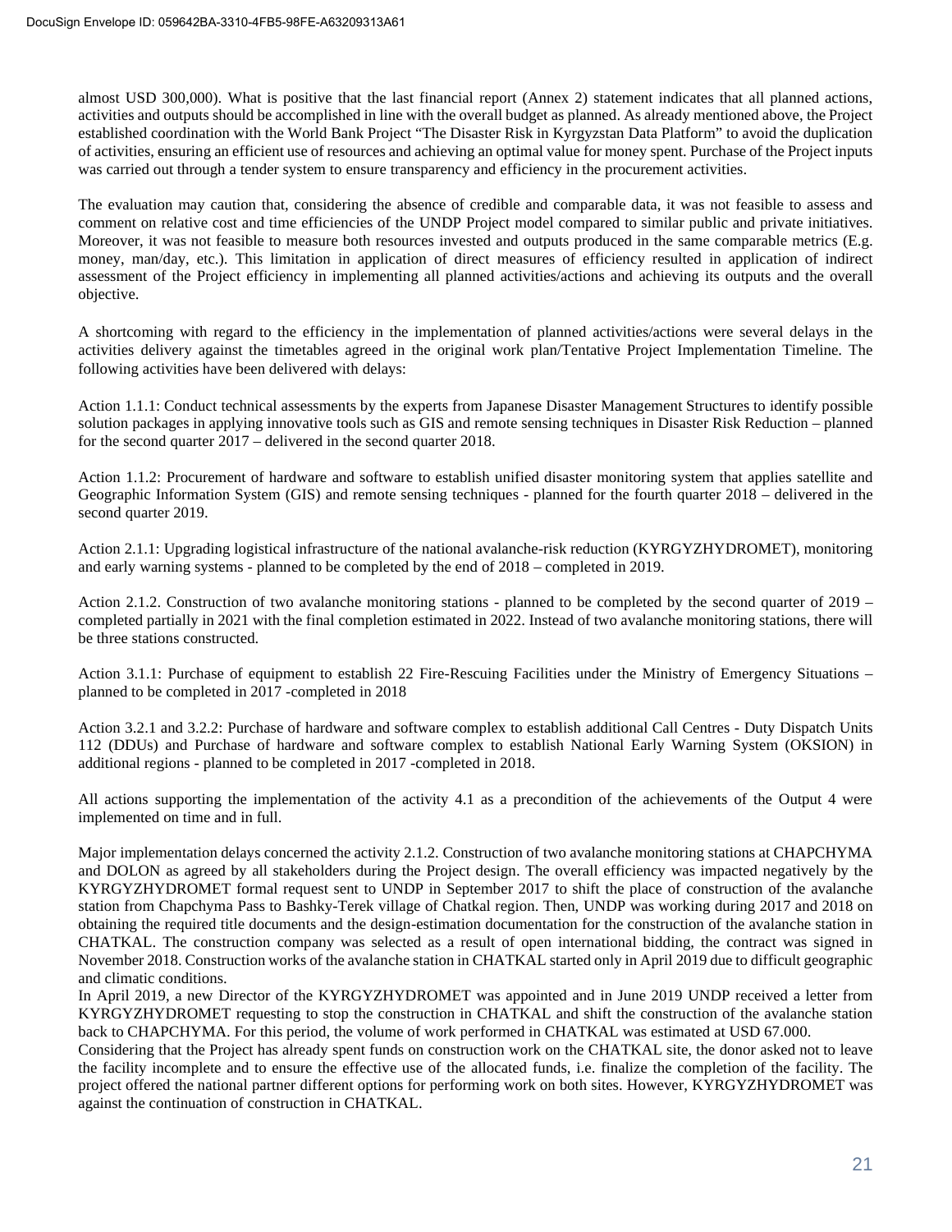almost USD 300,000). What is positive that the last financial report (Annex 2) statement indicates that all planned actions, activities and outputs should be accomplished in line with the overall budget as planned. As already mentioned above, the Project established coordination with the World Bank Project "The Disaster Risk in Kyrgyzstan Data Platform" to avoid the duplication of activities, ensuring an efficient use of resources and achieving an optimal value for money spent. Purchase of the Project inputs was carried out through a tender system to ensure transparency and efficiency in the procurement activities.

The evaluation may caution that, considering the absence of credible and comparable data, it was not feasible to assess and comment on relative cost and time efficiencies of the UNDP Project model compared to similar public and private initiatives. Moreover, it was not feasible to measure both resources invested and outputs produced in the same comparable metrics (E.g. money, man/day, etc.). This limitation in application of direct measures of efficiency resulted in application of indirect assessment of the Project efficiency in implementing all planned activities/actions and achieving its outputs and the overall objective.

A shortcoming with regard to the efficiency in the implementation of planned activities/actions were several delays in the activities delivery against the timetables agreed in the original work plan/Tentative Project Implementation Timeline. The following activities have been delivered with delays:

Action 1.1.1: Conduct technical assessments by the experts from Japanese Disaster Management Structures to identify possible solution packages in applying innovative tools such as GIS and remote sensing techniques in Disaster Risk Reduction – planned for the second quarter 2017 – delivered in the second quarter 2018.

Action 1.1.2: Procurement of hardware and software to establish unified disaster monitoring system that applies satellite and Geographic Information System (GIS) and remote sensing techniques - planned for the fourth quarter 2018 – delivered in the second quarter 2019.

Action 2.1.1: Upgrading logistical infrastructure of the national avalanche-risk reduction (KYRGYZHYDROMET), monitoring and early warning systems - planned to be completed by the end of 2018 – completed in 2019.

Action 2.1.2. Construction of two avalanche monitoring stations - planned to be completed by the second quarter of 2019 – completed partially in 2021 with the final completion estimated in 2022. Instead of two avalanche monitoring stations, there will be three stations constructed.

Action 3.1.1: Purchase of equipment to establish 22 Fire-Rescuing Facilities under the Ministry of Emergency Situations – planned to be completed in 2017 -completed in 2018

Action 3.2.1 and 3.2.2: Purchase of hardware and software complex to establish additional Call Centres - Duty Dispatch Units 112 (DDUs) and Purchase of hardware and software complex to establish National Early Warning System (OKSION) in additional regions - planned to be completed in 2017 -completed in 2018.

All actions supporting the implementation of the activity 4.1 as a precondition of the achievements of the Output 4 were implemented on time and in full.

Major implementation delays concerned the activity 2.1.2. Construction of two avalanche monitoring stations at CHAPCHYMA and DOLON as agreed by all stakeholders during the Project design. The overall efficiency was impacted negatively by the KYRGYZHYDROMET formal request sent to UNDP in September 2017 to shift the place of construction of the avalanche station from Chapchyma Pass to Bashky-Terek village of Chatkal region. Then, UNDP was working during 2017 and 2018 on obtaining the required title documents and the design-estimation documentation for the construction of the avalanche station in CHATKAL. The construction company was selected as a result of open international bidding, the contract was signed in November 2018. Construction works of the avalanche station in CHATKAL started only in April 2019 due to difficult geographic and climatic conditions.

In April 2019, a new Director of the KYRGYZHYDROMET was appointed and in June 2019 UNDP received a letter from KYRGYZHYDROMET requesting to stop the construction in CHATKAL and shift the construction of the avalanche station back to CHAPCHYMA. For this period, the volume of work performed in CHATKAL was estimated at USD 67.000.

Considering that the Project has already spent funds on construction work on the CHATKAL site, the donor asked not to leave the facility incomplete and to ensure the effective use of the allocated funds, i.e. finalize the completion of the facility. The project offered the national partner different options for performing work on both sites. However, KYRGYZHYDROMET was against the continuation of construction in CHATKAL.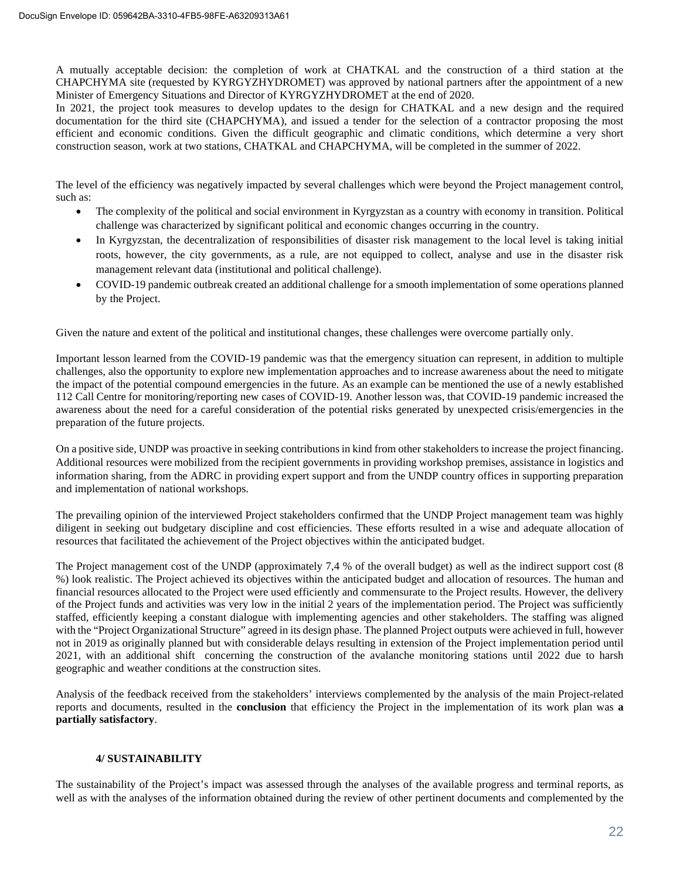A mutually acceptable decision: the completion of work at CHATKAL and the construction of a third station at the CHAPCHYMA site (requested by KYRGYZHYDROMET) was approved by national partners after the appointment of a new Minister of Emergency Situations and Director of KYRGYZHYDROMET at the end of 2020.

In 2021, the project took measures to develop updates to the design for CHATKAL and a new design and the required documentation for the third site (CHAPCHYMA), and issued a tender for the selection of a contractor proposing the most efficient and economic conditions. Given the difficult geographic and climatic conditions, which determine a very short construction season, work at two stations, CHATKAL and CHAPCHYMA, will be completed in the summer of 2022.

The level of the efficiency was negatively impacted by several challenges which were beyond the Project management control, such as:

- The complexity of the political and social environment in Kyrgyzstan as a country with economy in transition. Political challenge was characterized by significant political and economic changes occurring in the country.
- In Kyrgyzstan, the decentralization of responsibilities of disaster risk management to the local level is taking initial roots, however, the city governments, as a rule, are not equipped to collect, analyse and use in the disaster risk management relevant data (institutional and political challenge).
- COVID-19 pandemic outbreak created an additional challenge for a smooth implementation of some operations planned by the Project.

Given the nature and extent of the political and institutional changes, these challenges were overcome partially only.

Important lesson learned from the COVID-19 pandemic was that the emergency situation can represent, in addition to multiple challenges, also the opportunity to explore new implementation approaches and to increase awareness about the need to mitigate the impact of the potential compound emergencies in the future. As an example can be mentioned the use of a newly established 112 Call Centre for monitoring/reporting new cases of COVID-19. Another lesson was, that COVID-19 pandemic increased the awareness about the need for a careful consideration of the potential risks generated by unexpected crisis/emergencies in the preparation of the future projects.

On a positive side, UNDP was proactive in seeking contributions in kind from other stakeholders to increase the project financing. Additional resources were mobilized from the recipient governments in providing workshop premises, assistance in logistics and information sharing, from the ADRC in providing expert support and from the UNDP country offices in supporting preparation and implementation of national workshops.

The prevailing opinion of the interviewed Project stakeholders confirmed that the UNDP Project management team was highly diligent in seeking out budgetary discipline and cost efficiencies. These efforts resulted in a wise and adequate allocation of resources that facilitated the achievement of the Project objectives within the anticipated budget.

The Project management cost of the UNDP (approximately 7,4 % of the overall budget) as well as the indirect support cost (8 %) look realistic. The Project achieved its objectives within the anticipated budget and allocation of resources. The human and financial resources allocated to the Project were used efficiently and commensurate to the Project results. However, the delivery of the Project funds and activities was very low in the initial 2 years of the implementation period. The Project was sufficiently staffed, efficiently keeping a constant dialogue with implementing agencies and other stakeholders. The staffing was aligned with the "Project Organizational Structure" agreed in its design phase. The planned Project outputs were achieved in full, however not in 2019 as originally planned but with considerable delays resulting in extension of the Project implementation period until 2021, with an additional shift concerning the construction of the avalanche monitoring stations until 2022 due to harsh geographic and weather conditions at the construction sites.

Analysis of the feedback received from the stakeholders' interviews complemented by the analysis of the main Project-related reports and documents, resulted in the **conclusion** that efficiency the Project in the implementation of its work plan was **a partially satisfactory**.

### 4/ SUSTAINABILITY

The sustainability of the Project's impact was assessed through the analyses of the available progress and terminal reports, as well as with the analyses of the information obtained during the review of other pertinent documents and complemented by the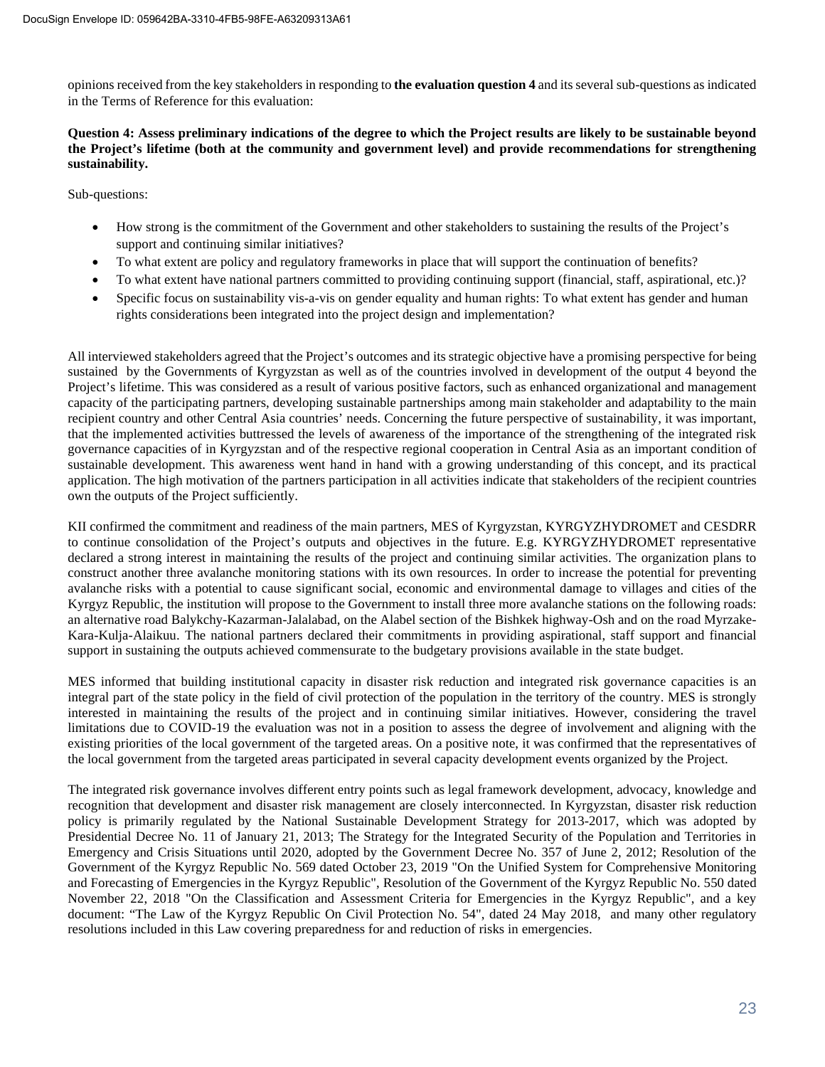opinions received from the key stakeholders in responding to **the evaluation question 4** and its several sub-questions as indicated in the Terms of Reference for this evaluation:

**Question 4: Assess preliminary indications of the degree to which the Project results are likely to be sustainable beyond the Project's lifetime (both at the community and government level) and provide recommendations for strengthening sustainability.**

Sub-questions:

- How strong is the commitment of the Government and other stakeholders to sustaining the results of the Project's support and continuing similar initiatives?
- To what extent are policy and regulatory frameworks in place that will support the continuation of benefits?
- To what extent have national partners committed to providing continuing support (financial, staff, aspirational, etc.)?
- Specific focus on sustainability vis-a-vis on gender equality and human rights: To what extent has gender and human rights considerations been integrated into the project design and implementation?

All interviewed stakeholders agreed that the Project's outcomes and its strategic objective have a promising perspective for being sustained by the Governments of Kyrgyzstan as well as of the countries involved in development of the output 4 beyond the Project's lifetime. This was considered as a result of various positive factors, such as enhanced organizational and management capacity of the participating partners, developing sustainable partnerships among main stakeholder and adaptability to the main recipient country and other Central Asia countries' needs. Concerning the future perspective of sustainability, it was important, that the implemented activities buttressed the levels of awareness of the importance of the strengthening of the integrated risk governance capacities of in Kyrgyzstan and of the respective regional cooperation in Central Asia as an important condition of sustainable development. This awareness went hand in hand with a growing understanding of this concept, and its practical application. The high motivation of the partners participation in all activities indicate that stakeholders of the recipient countries own the outputs of the Project sufficiently.

KII confirmed the commitment and readiness of the main partners, MES of Kyrgyzstan, KYRGYZHYDROMET and CESDRR to continue consolidation of the Project's outputs and objectives in the future. E.g. KYRGYZHYDROMET representative declared a strong interest in maintaining the results of the project and continuing similar activities. The organization plans to construct another three avalanche monitoring stations with its own resources. In order to increase the potential for preventing avalanche risks with a potential to cause significant social, economic and environmental damage to villages and cities of the Kyrgyz Republic, the institution will propose to the Government to install three more avalanche stations on the following roads: an alternative road Balykchy-Kazarman-Jalalabad, on the Alabel section of the Bishkek highway-Osh and on the road Myrzake-Kara-Kulja-Alaikuu. The national partners declared their commitments in providing aspirational, staff support and financial support in sustaining the outputs achieved commensurate to the budgetary provisions available in the state budget.

MES informed that building institutional capacity in disaster risk reduction and integrated risk governance capacities is an integral part of the state policy in the field of civil protection of the population in the territory of the country. MES is strongly interested in maintaining the results of the project and in continuing similar initiatives. However, considering the travel limitations due to COVID-19 the evaluation was not in a position to assess the degree of involvement and aligning with the existing priorities of the local government of the targeted areas. On a positive note, it was confirmed that the representatives of the local government from the targeted areas participated in several capacity development events organized by the Project.

The integrated risk governance involves different entry points such as legal framework development, advocacy, knowledge and recognition that development and disaster risk management are closely interconnected. In Kyrgyzstan, disaster risk reduction policy is primarily regulated by the National Sustainable Development Strategy for 2013-2017, which was adopted by Presidential Decree No. 11 of January 21, 2013; The Strategy for the Integrated Security of the Population and Territories in Emergency and Crisis Situations until 2020, adopted by the Government Decree No. 357 of June 2, 2012; Resolution of the Government of the Kyrgyz Republic No. 569 dated October 23, 2019 "On the Unified System for Comprehensive Monitoring and Forecasting of Emergencies in the Kyrgyz Republic", Resolution of the Government of the Kyrgyz Republic No. 550 dated November 22, 2018 "On the Classification and Assessment Criteria for Emergencies in the Kyrgyz Republic", and a key document: "The Law of the Kyrgyz Republic On Civil Protection No. 54", dated 24 May 2018, and many other regulatory resolutions included in this Law covering preparedness for and reduction of risks in emergencies.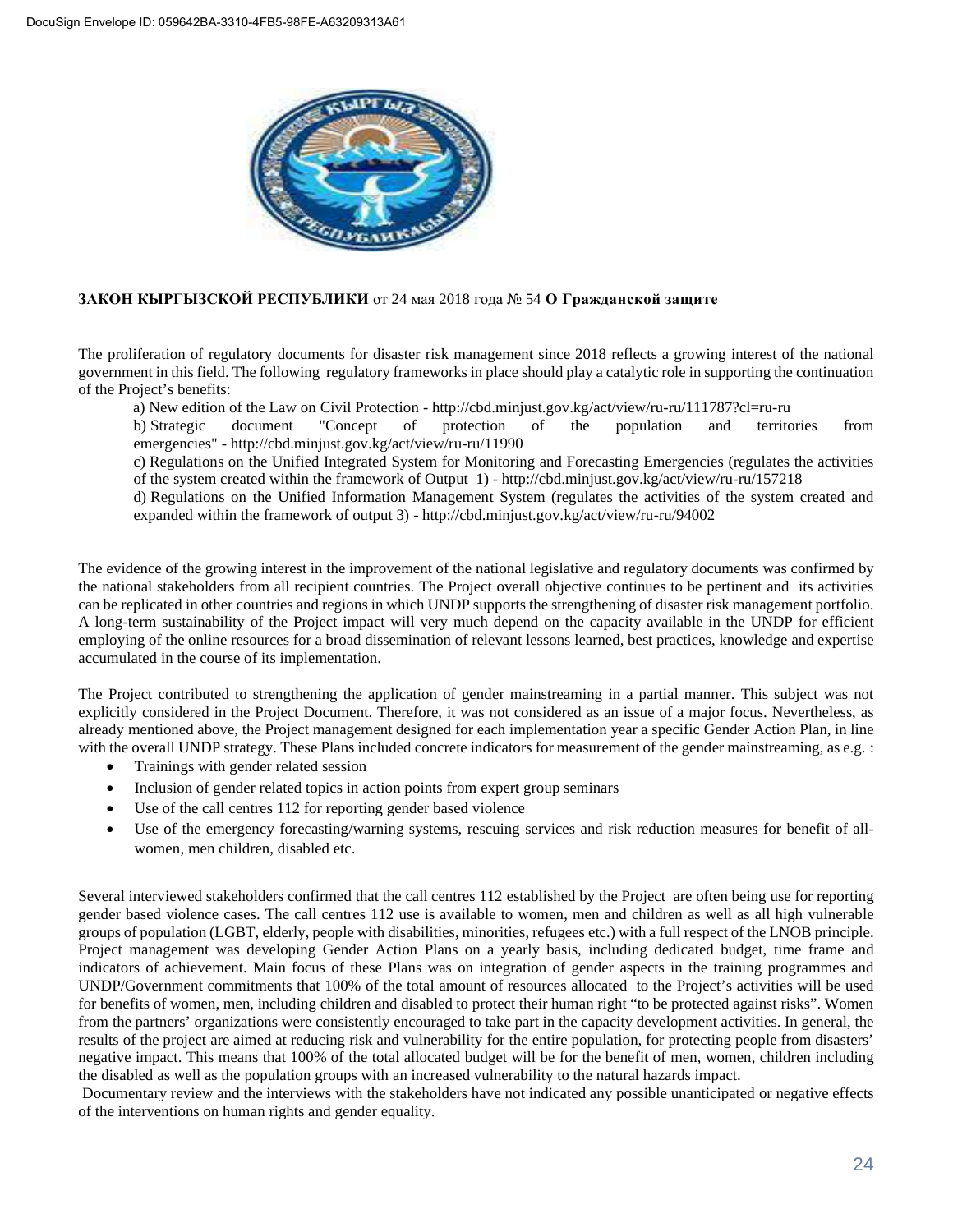**ЗАКОН КЫРГЫЗСКОЙ РЕСПУБЛИКИ** от 24 мая 2018 года № 54 **О Гражданской защите**

The proliferation of regulatory documents for disaster risk management since 2018 reflects a growing interest of the national government in this field. The following regulatory frameworks in place should play a catalytic role in supporting the continuation of the Project's benefits:

a) New edition of the Law on Civil Protection - http://cbd.minjust.gov.kg/act/view/ru-ru/111787?cl=ru-ru

b) Strategic document "Concept of protection of the population and territories from emergencies" - http://cbd.minjust.gov.kg/act/view/ru-ru/11990

c) Regulations on the Unified Integrated System for Monitoring and Forecasting Emergencies (regulates the activities of the system created within the framework of Output 1) - http://cbd.minjust.gov.kg/act/view/ru-ru/157218

d) Regulations on the Unified Information Management System (regulates the activities of the system created and expanded within the framework of output 3) - http://cbd.minjust.gov.kg/act/view/ru-ru/94002

The evidence of the growing interest in the improvement of the national legislative and regulatory documents was confirmed by the national stakeholders from all recipient countries. The Project overall objective continues to be pertinent and its activities can be replicated in other countries and regions in which UNDP supports the strengthening of disaster risk management portfolio. A long-term sustainability of the Project impact will very much depend on the capacity available in the UNDP for efficient employing of the online resources for a broad dissemination of relevant lessons learned, best practices, knowledge and expertise accumulated in the course of its implementation.

The Project contributed to strengthening the application of gender mainstreaming in a partial manner. This subject was not explicitly considered in the Project Document. Therefore, it was not considered as an issue of a major focus. Nevertheless, as already mentioned above, the Project management designed for each implementation year a specific Gender Action Plan, in line with the overall UNDP strategy. These Plans included concrete indicators for measurement of the gender mainstreaming, as e.g. :

- Trainings with gender related session
- Inclusion of gender related topics in action points from expert group seminars
- Use of the call centres 112 for reporting gender based violence
- Use of the emergency forecasting/warning systems, rescuing services and risk reduction measures for benefit of all-women, men children, disabled etc.

Several interviewed stakeholders confirmed that the call centres 112 established by the Project are often being use for reporting gender based violence cases. The call centres 112 use is available to women, men and children as well as all high vulnerable groups of population (LGBT, elderly, people with disabilities, minorities, refugees etc.) with a full respect of the LNOB principle. Project management was developing Gender Action Plans on a yearly basis, including dedicated budget, time frame and indicators of achievement. Main focus of these Plans was on integration of gender aspects in the training programmes and UNDP/Government commitments that 100% of the total amount of resources allocated to the Project's activities will be used for benefits of women, men, including children and disabled to protect their human right "to be protected against risks". Women from the partners' organizations were consistently encouraged to take part in the capacity development activities. In general, the results of the project are aimed at reducing risk and vulnerability for the entire population, for protecting people from disasters' negative impact. This means that 100% of the total allocated budget will be for the benefit of men, women, children including the disabled as well as the population groups with an increased vulnerability to the natural hazards impact.

Documentary review and the interviews with the stakeholders have not indicated any possible unanticipated or negative effects of the interventions on human rights and gender equality.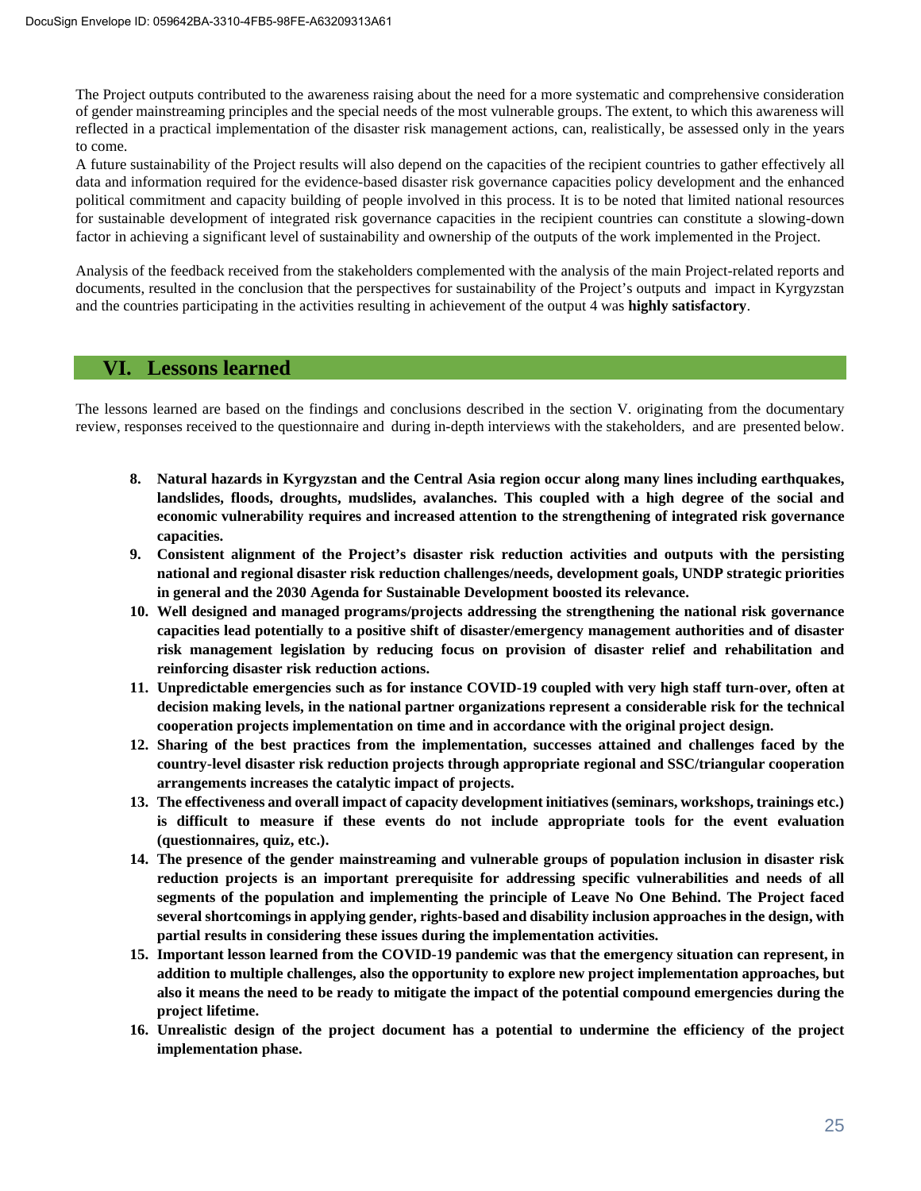The Project outputs contributed to the awareness raising about the need for a more systematic and comprehensive consideration of gender mainstreaming principles and the special needs of the most vulnerable groups. The extent, to which this awareness will reflected in a practical implementation of the disaster risk management actions, can, realistically, be assessed only in the years to come.

A future sustainability of the Project results will also depend on the capacities of the recipient countries to gather effectively all data and information required for the evidence-based disaster risk governance capacities policy development and the enhanced political commitment and capacity building of people involved in this process. It is to be noted that limited national resources for sustainable development of integrated risk governance capacities in the recipient countries can constitute a slowing-down factor in achieving a significant level of sustainability and ownership of the outputs of the work implemented in the Project.

Analysis of the feedback received from the stakeholders complemented with the analysis of the main Project-related reports and documents, resulted in the conclusion that the perspectives for sustainability of the Project's outputs and impact in Kyrgyzstan and the countries participating in the activities resulting in achievement of the output 4 was **highly satisfactory**.

## VI. Lessons learned

The lessons learned are based on the findings and conclusions described in the section V. originating from the documentary review, responses received to the questionnaire and during in-depth interviews with the stakeholders, and are presented below.

8. **Natural hazards in Kyrgyzstan and the Central Asia region occur along many lines including earthquakes, landslides, floods, droughts, mudslides, avalanches. This coupled with a high degree of the social and economic vulnerability requires and increased attention to the strengthening of integrated risk governance capacities.**
9. **Consistent alignment of the Project's disaster risk reduction activities and outputs with the persisting national and regional disaster risk reduction challenges/needs, development goals, UNDP strategic priorities in general and the 2030 Agenda for Sustainable Development boosted its relevance.**
10. **Well designed and managed programs/projects addressing the strengthening the national risk governance capacities lead potentially to a positive shift of disaster/emergency management authorities and of disaster risk management legislation by reducing focus on provision of disaster relief and rehabilitation and reinforcing disaster risk reduction actions.**
11. **Unpredictable emergencies such as for instance COVID-19 coupled with very high staff turn-over, often at decision making levels, in the national partner organizations represent a considerable risk for the technical cooperation projects implementation on time and in accordance with the original project design.**
12. **Sharing of the best practices from the implementation, successes attained and challenges faced by the country-level disaster risk reduction projects through appropriate regional and SSC/triangular cooperation arrangements increases the catalytic impact of projects.**
13. **The effectiveness and overall impact of capacity development initiatives (seminars, workshops, trainings etc.) is difficult to measure if these events do not include appropriate tools for the event evaluation (questionnaires, quiz, etc.).**
14. **The presence of the gender mainstreaming and vulnerable groups of population inclusion in disaster risk reduction projects is an important prerequisite for addressing specific vulnerabilities and needs of all segments of the population and implementing the principle of Leave No One Behind. The Project faced several shortcomings in applying gender, rights-based and disability inclusion approaches in the design, with partial results in considering these issues during the implementation activities.**
15. **Important lesson learned from the COVID-19 pandemic was that the emergency situation can represent, in addition to multiple challenges, also the opportunity to explore new project implementation approaches, but also it means the need to be ready to mitigate the impact of the potential compound emergencies during the project lifetime.**
16. **Unrealistic design of the project document has a potential to undermine the efficiency of the project implementation phase.**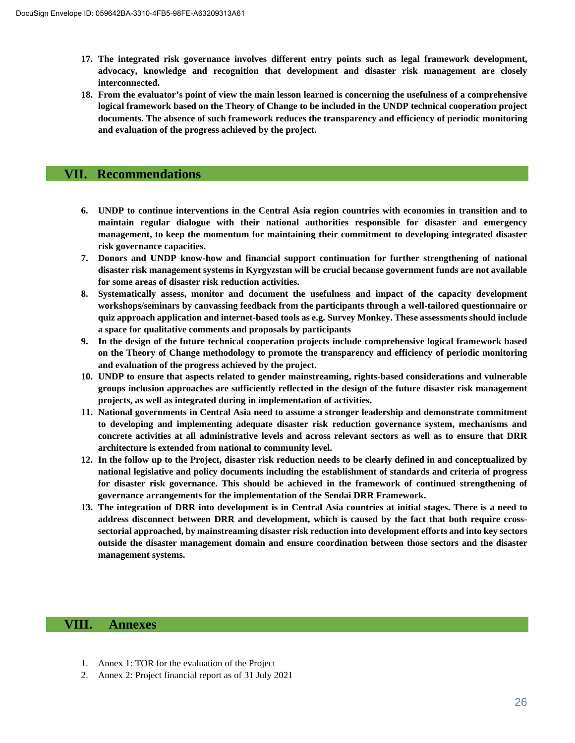17. **The integrated risk governance involves different entry points such as legal framework development, advocacy, knowledge and recognition that development and disaster risk management are closely interconnected.**
18. **From the evaluator's point of view the main lesson learned is concerning the usefulness of a comprehensive logical framework based on the Theory of Change to be included in the UNDP technical cooperation project documents. The absence of such framework reduces the transparency and efficiency of periodic monitoring and evaluation of the progress achieved by the project.**

# VII. Recommendations

6. **UNDP to continue interventions in the Central Asia region countries with economies in transition and to maintain regular dialogue with their national authorities responsible for disaster and emergency management, to keep the momentum for maintaining their commitment to developing integrated disaster risk governance capacities.**
7. **Donors and UNDP know-how and financial support continuation for further strengthening of national disaster risk management systems in Kyrgyzstan will be crucial because government funds are not available for some areas of disaster risk reduction activities.**
8. **Systematically assess, monitor and document the usefulness and impact of the capacity development workshops/seminars by canvassing feedback from the participants through a well-tailored questionnaire or quiz approach application and internet-based tools as e.g. Survey Monkey. These assessments should include a space for qualitative comments and proposals by participants**
9. **In the design of the future technical cooperation projects include comprehensive logical framework based on the Theory of Change methodology to promote the transparency and efficiency of periodic monitoring and evaluation of the progress achieved by the project.**
10. **UNDP to ensure that aspects related to gender mainstreaming, rights-based considerations and vulnerable groups inclusion approaches are sufficiently reflected in the design of the future disaster risk management projects, as well as integrated during in implementation of activities.**
11. **National governments in Central Asia need to assume a stronger leadership and demonstrate commitment to developing and implementing adequate disaster risk reduction governance system, mechanisms and concrete activities at all administrative levels and across relevant sectors as well as to ensure that DRR architecture is extended from national to community level.**
12. **In the follow up to the Project, disaster risk reduction needs to be clearly defined in and conceptualized by national legislative and policy documents including the establishment of standards and criteria of progress for disaster risk governance. This should be achieved in the framework of continued strengthening of governance arrangements for the implementation of the Sendai DRR Framework.**
13. **The integration of DRR into development is in Central Asia countries at initial stages. There is a need to address disconnect between DRR and development, which is caused by the fact that both require cross-sectorial approached, by mainstreaming disaster risk reduction into development efforts and into key sectors outside the disaster management domain and ensure coordination between those sectors and the disaster management systems.**

# VIII. Annexes

1. Annex 1: TOR for the evaluation of the Project
2. Annex 2: Project financial report as of 31 July 2021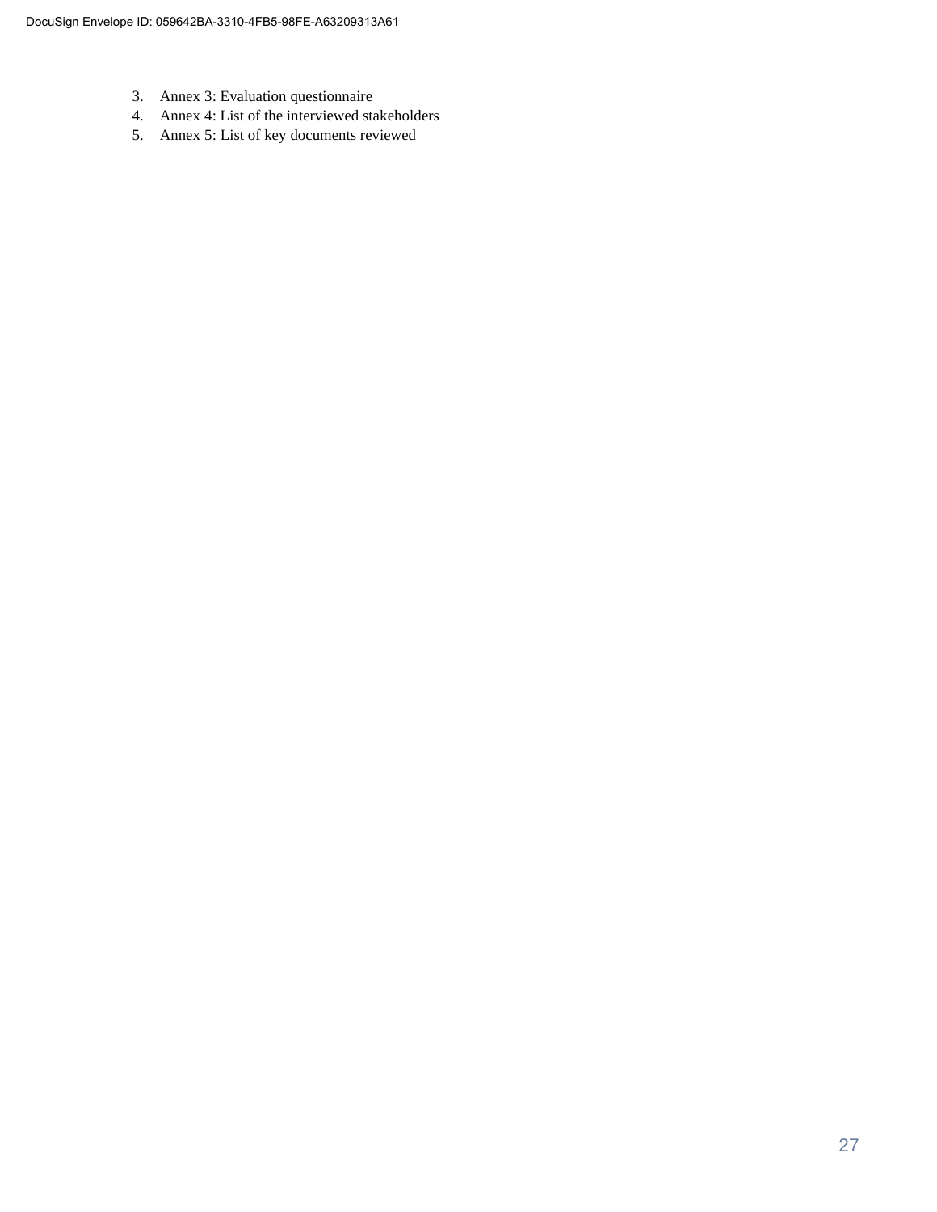3. Annex 3: Evaluation questionnaire
4. Annex 4: List of the interviewed stakeholders
5. Annex 5: List of key documents reviewed